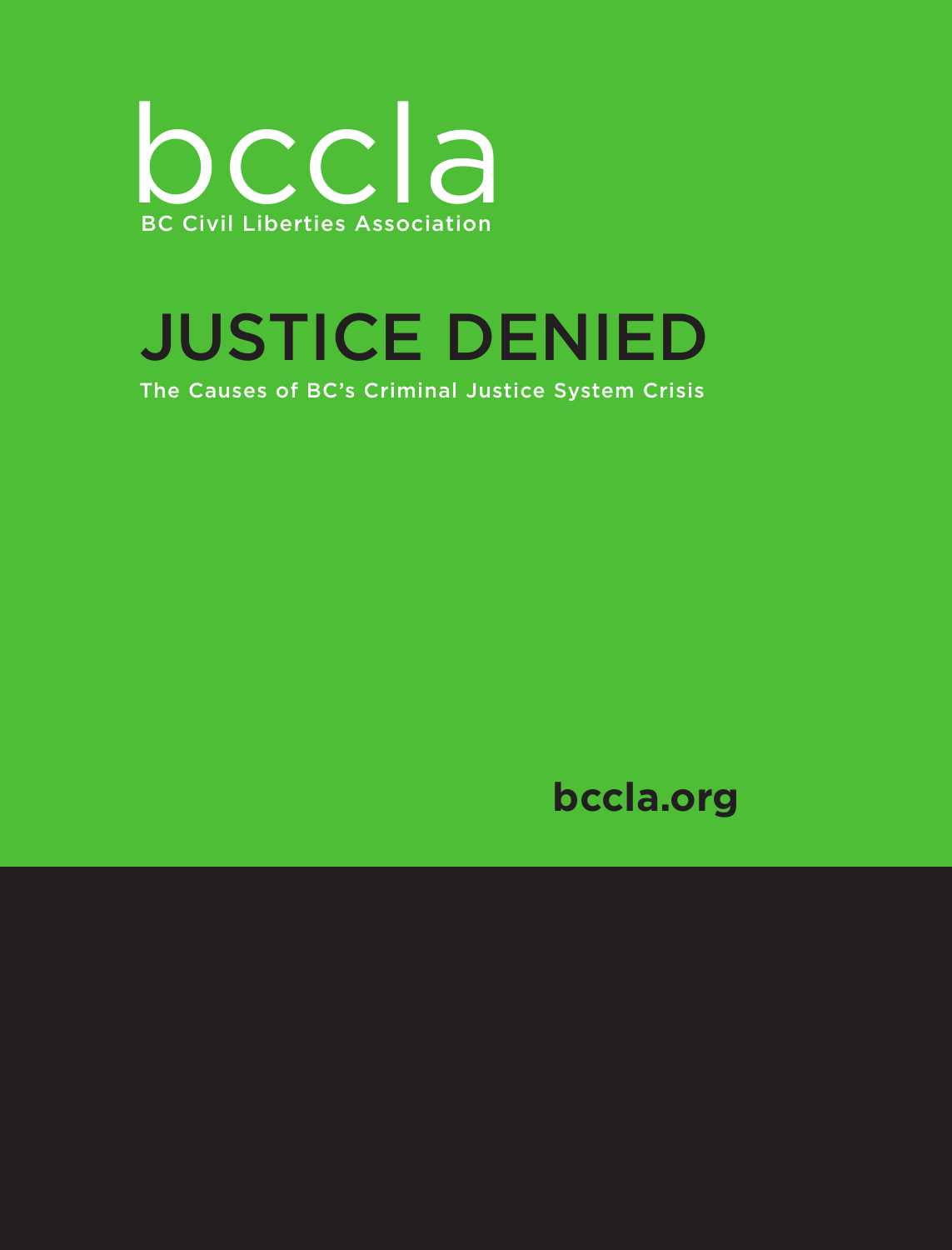bccla

BC Civil Liberties Association

# JUSTICE DENIED

The Causes of BC's Criminal Justice System Crisis

**bccla.org**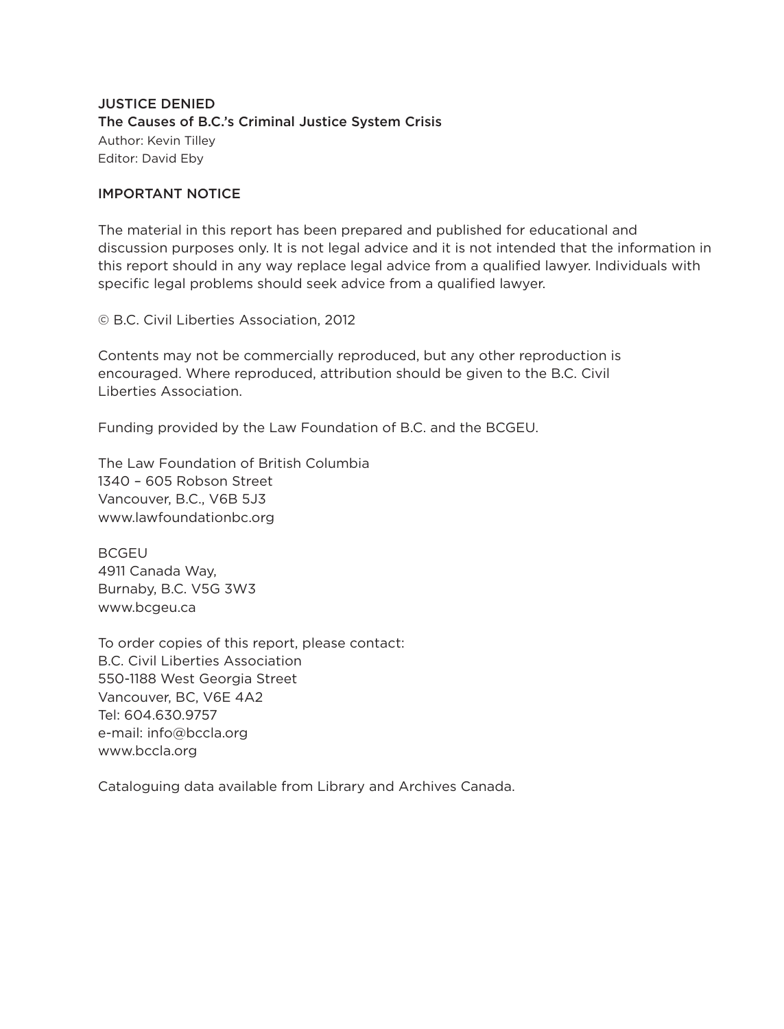**JUSTICE DENIED**

**The Causes of B.C.'s Criminal Justice System Crisis**

Author: Kevin Tilley

Editor: David Eby

**IMPORTANT NOTICE**

The material in this report has been prepared and published for educational and discussion purposes only. It is not legal advice and it is not intended that the information in this report should in any way replace legal advice from a qualified lawyer. Individuals with specific legal problems should seek advice from a qualified lawyer.

© B.C. Civil Liberties Association, 2012

Contents may not be commercially reproduced, but any other reproduction is encouraged. Where reproduced, attribution should be given to the B.C. Civil Liberties Association.

Funding provided by the Law Foundation of B.C. and the BCGEU.

The Law Foundation of British Columbia
1340 – 605 Robson Street
Vancouver, B.C., V6B 5J3
www.lawfoundationbc.org

BCGEU
4911 Canada Way,
Burnaby, B.C. V5G 3W3
www.bcgeu.ca

To order copies of this report, please contact:
B.C. Civil Liberties Association
550-1188 West Georgia Street
Vancouver, BC, V6E 4A2
Tel: 604.630.9757
e-mail: info@bccla.org
www.bccla.org

Cataloguing data available from Library and Archives Canada.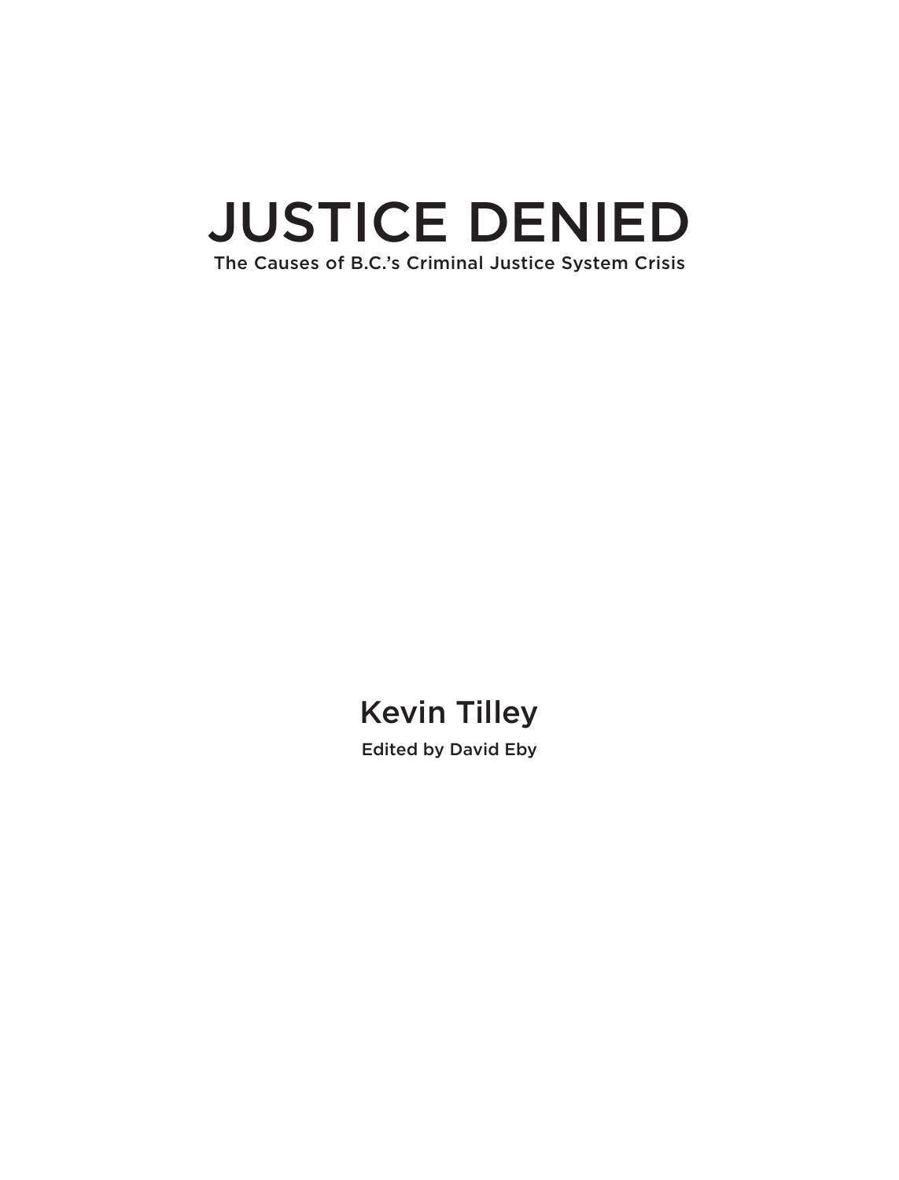# JUSTICE DENIED

The Causes of B.C.'s Criminal Justice System Crisis

Kevin Tilley

Edited by David Eby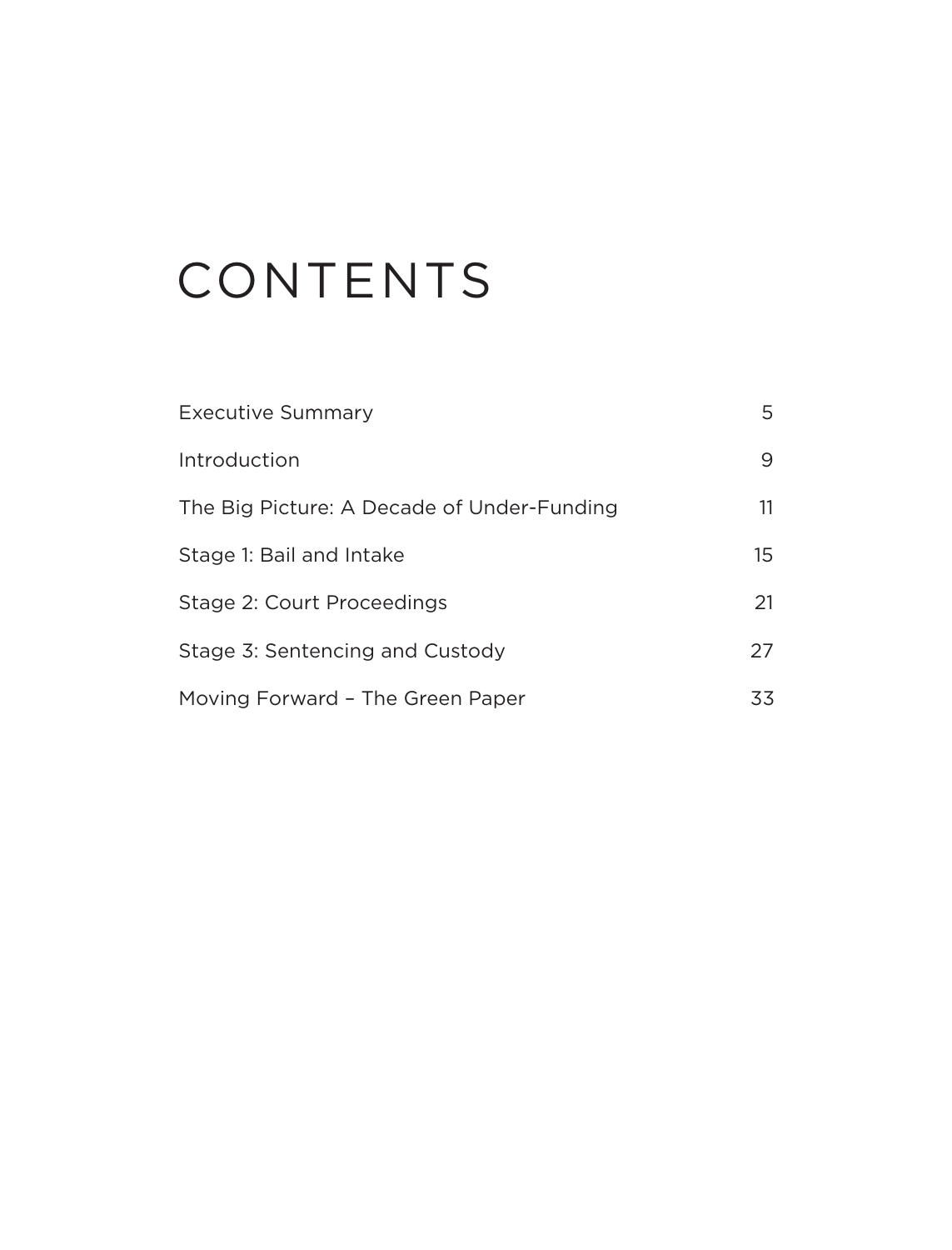# CONTENTS

| | |
|---|---|
| Executive Summary | 5 |
| Introduction | 9 |
| The Big Picture: A Decade of Under-Funding | 11 |
| Stage 1: Bail and Intake | 15 |
| Stage 2: Court Proceedings | 21 |
| Stage 3: Sentencing and Custody | 27 |
| Moving Forward – The Green Paper | 33 |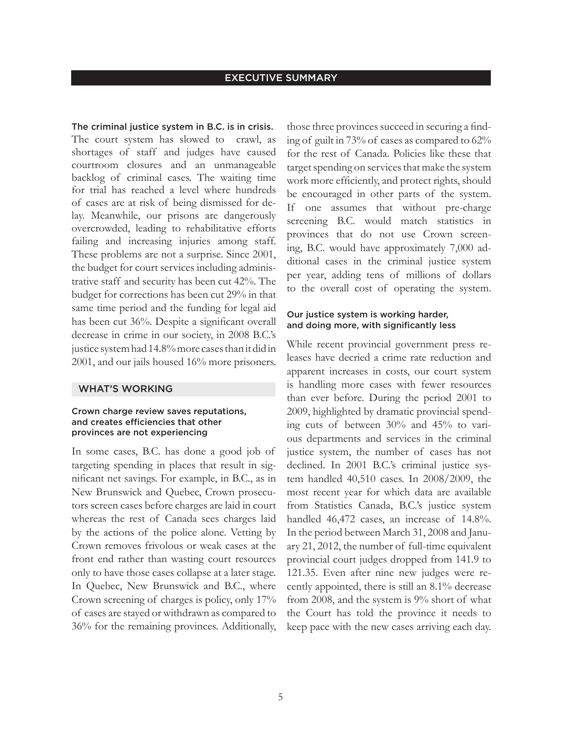## EXECUTIVE SUMMARY

**The criminal justice system in B.C. is in crisis.** The court system has slowed to crawl, as shortages of staff and judges have caused courtroom closures and an unmanageable backlog of criminal cases. The waiting time for trial has reached a level where hundreds of cases are at risk of being dismissed for delay. Meanwhile, our prisons are dangerously overcrowded, leading to rehabilitative efforts failing and increasing injuries among staff. These problems are not a surprise. Since 2001, the budget for court services including administrative staff and security has been cut 42%. The budget for corrections has been cut 29% in that same time period and the funding for legal aid has been cut 36%. Despite a significant overall decrease in crime in our society, in 2008 B.C.'s justice system had 14.8% more cases than it did in 2001, and our jails housed 16% more prisoners.

### WHAT'S WORKING

#### Crown charge review saves reputations, and creates efficiencies that other provinces are not experiencing

In some cases, B.C. has done a good job of targeting spending in places that result in significant net savings. For example, in B.C., as in New Brunswick and Quebec, Crown prosecutors screen cases before charges are laid in court whereas the rest of Canada sees charges laid by the actions of the police alone. Vetting by Crown removes frivolous or weak cases at the front end rather than wasting court resources only to have those cases collapse at a later stage. In Quebec, New Brunswick and B.C., where Crown screening of charges is policy, only 17% of cases are stayed or withdrawn as compared to 36% for the remaining provinces. Additionally, those three provinces succeed in securing a finding of guilt in 73% of cases as compared to 62% for the rest of Canada. Policies like these that target spending on services that make the system work more efficiently, and protect rights, should be encouraged in other parts of the system. If one assumes that without pre-charge screening B.C. would match statistics in provinces that do not use Crown screening, B.C. would have approximately 7,000 additional cases in the criminal justice system per year, adding tens of millions of dollars to the overall cost of operating the system.

#### Our justice system is working harder, and doing more, with significantly less

While recent provincial government press releases have decried a crime rate reduction and apparent increases in costs, our court system is handling more cases with fewer resources than ever before. During the period 2001 to 2009, highlighted by dramatic provincial spending cuts of between 30% and 45% to various departments and services in the criminal justice system, the number of cases has not declined. In 2001 B.C.'s criminal justice system handled 40,510 cases. In 2008/2009, the most recent year for which data are available from Statistics Canada, B.C.'s justice system handled 46,472 cases, an increase of 14.8%. In the period between March 31, 2008 and January 21, 2012, the number of full-time equivalent provincial court judges dropped from 141.9 to 121.35. Even after nine new judges were recently appointed, there is still an 8.1% decrease from 2008, and the system is 9% short of what the Court has told the province it needs to keep pace with the new cases arriving each day.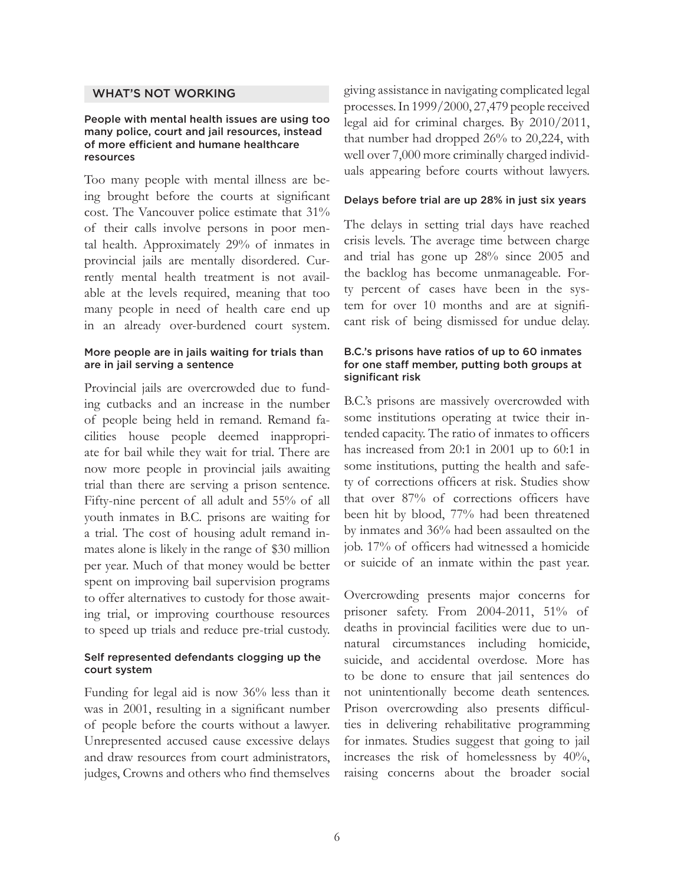## WHAT'S NOT WORKING

### People with mental health issues are using too many police, court and jail resources, instead of more efficient and humane healthcare resources

Too many people with mental illness are being brought before the courts at significant cost. The Vancouver police estimate that 31% of their calls involve persons in poor mental health. Approximately 29% of inmates in provincial jails are mentally disordered. Currently mental health treatment is not available at the levels required, meaning that too many people in need of health care end up in an already over-burdened court system.

### More people are in jails waiting for trials than are in jail serving a sentence

Provincial jails are overcrowded due to funding cutbacks and an increase in the number of people being held in remand. Remand facilities house people deemed inappropriate for bail while they wait for trial. There are now more people in provincial jails awaiting trial than there are serving a prison sentence. Fifty-nine percent of all adult and 55% of all youth inmates in B.C. prisons are waiting for a trial. The cost of housing adult remand inmates alone is likely in the range of $30 million per year. Much of that money would be better spent on improving bail supervision programs to offer alternatives to custody for those awaiting trial, or improving courthouse resources to speed up trials and reduce pre-trial custody.

### Self represented defendants clogging up the court system

Funding for legal aid is now 36% less than it was in 2001, resulting in a significant number of people before the courts without a lawyer. Unrepresented accused cause excessive delays and draw resources from court administrators, judges, Crowns and others who find themselves giving assistance in navigating complicated legal processes. In 1999/2000, 27,479 people received legal aid for criminal charges. By 2010/2011, that number had dropped 26% to 20,224, with well over 7,000 more criminally charged individuals appearing before courts without lawyers.

### Delays before trial are up 28% in just six years

The delays in setting trial days have reached crisis levels. The average time between charge and trial has gone up 28% since 2005 and the backlog has become unmanageable. Forty percent of cases have been in the system for over 10 months and are at significant risk of being dismissed for undue delay.

### B.C.'s prisons have ratios of up to 60 inmates for one staff member, putting both groups at significant risk

B.C.'s prisons are massively overcrowded with some institutions operating at twice their intended capacity. The ratio of inmates to officers has increased from 20:1 in 2001 up to 60:1 in some institutions, putting the health and safety of corrections officers at risk. Studies show that over 87% of corrections officers have been hit by blood, 77% had been threatened by inmates and 36% had been assaulted on the job. 17% of officers had witnessed a homicide or suicide of an inmate within the past year.

Overcrowding presents major concerns for prisoner safety. From 2004-2011, 51% of deaths in provincial facilities were due to unnatural circumstances including homicide, suicide, and accidental overdose. More has to be done to ensure that jail sentences do not unintentionally become death sentences. Prison overcrowding also presents difficulties in delivering rehabilitative programming for inmates. Studies suggest that going to jail increases the risk of homelessness by 40%, raising concerns about the broader social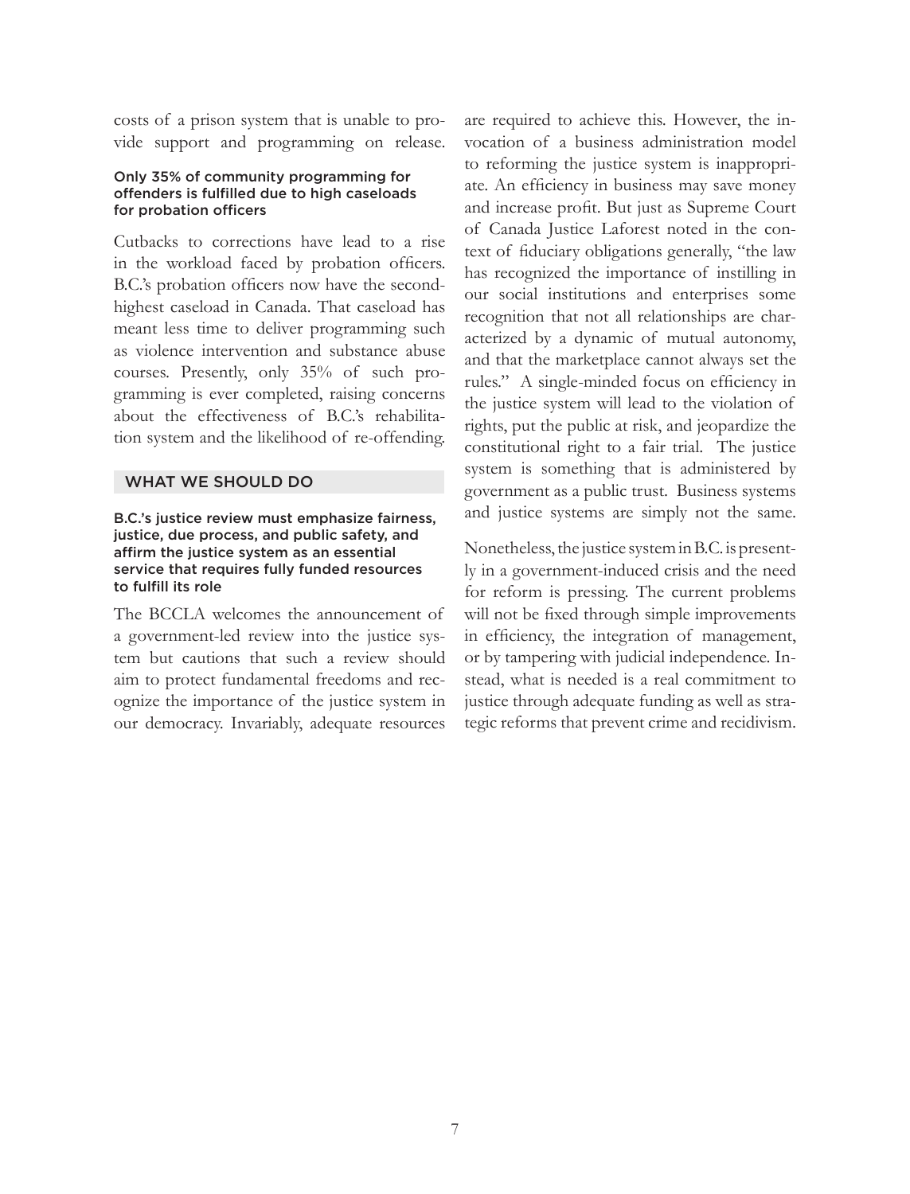costs of a prison system that is unable to provide support and programming on release.

#### Only 35% of community programming for offenders is fulfilled due to high caseloads for probation officers

Cutbacks to corrections have lead to a rise in the workload faced by probation officers. B.C.'s probation officers now have the second-highest caseload in Canada. That caseload has meant less time to deliver programming such as violence intervention and substance abuse courses. Presently, only 35% of such programming is ever completed, raising concerns about the effectiveness of B.C.'s rehabilitation system and the likelihood of re-offending.

## WHAT WE SHOULD DO

#### B.C.'s justice review must emphasize fairness, justice, due process, and public safety, and affirm the justice system as an essential service that requires fully funded resources to fulfill its role

The BCCLA welcomes the announcement of a government-led review into the justice system but cautions that such a review should aim to protect fundamental freedoms and recognize the importance of the justice system in our democracy. Invariably, adequate resources are required to achieve this. However, the invocation of a business administration model to reforming the justice system is inappropriate. An efficiency in business may save money and increase profit. But just as Supreme Court of Canada Justice Laforest noted in the context of fiduciary obligations generally, "the law has recognized the importance of instilling in our social institutions and enterprises some recognition that not all relationships are characterized by a dynamic of mutual autonomy, and that the marketplace cannot always set the rules." A single-minded focus on efficiency in the justice system will lead to the violation of rights, put the public at risk, and jeopardize the constitutional right to a fair trial. The justice system is something that is administered by government as a public trust. Business systems and justice systems are simply not the same.

Nonetheless, the justice system in B.C. is presently in a government-induced crisis and the need for reform is pressing. The current problems will not be fixed through simple improvements in efficiency, the integration of management, or by tampering with judicial independence. Instead, what is needed is a real commitment to justice through adequate funding as well as strategic reforms that prevent crime and recidivism.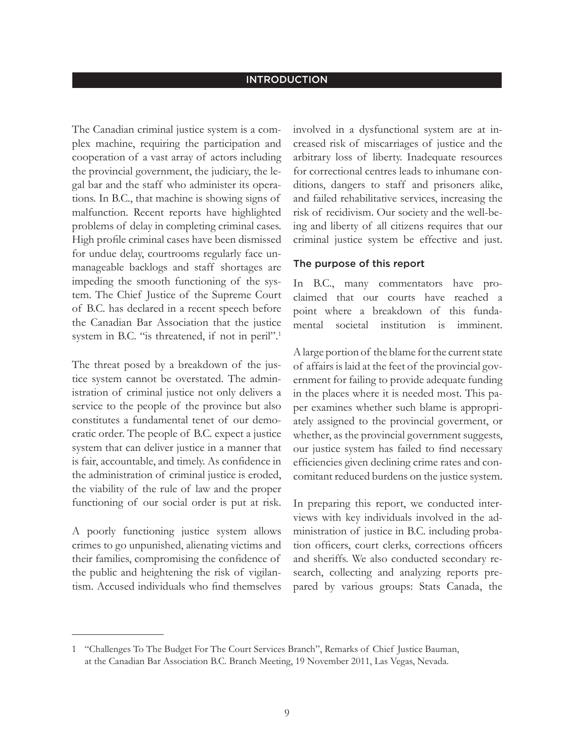# INTRODUCTION

The Canadian criminal justice system is a complex machine, requiring the participation and cooperation of a vast array of actors including the provincial government, the judiciary, the legal bar and the staff who administer its operations. In B.C., that machine is showing signs of malfunction. Recent reports have highlighted problems of delay in completing criminal cases. High profile criminal cases have been dismissed for undue delay, courtrooms regularly face unmanageable backlogs and staff shortages are impeding the smooth functioning of the system. The Chief Justice of the Supreme Court of B.C. has declared in a recent speech before the Canadian Bar Association that the justice system in B.C. "is threatened, if not in peril".[1]

The threat posed by a breakdown of the justice system cannot be overstated. The administration of criminal justice not only delivers a service to the people of the province but also constitutes a fundamental tenet of our democratic order. The people of B.C. expect a justice system that can deliver justice in a manner that is fair, accountable, and timely. As confidence in the administration of criminal justice is eroded, the viability of the rule of law and the proper functioning of our social order is put at risk.

A poorly functioning justice system allows crimes to go unpunished, alienating victims and their families, compromising the confidence of the public and heightening the risk of vigilantism. Accused individuals who find themselves involved in a dysfunctional system are at increased risk of miscarriages of justice and the arbitrary loss of liberty. Inadequate resources for correctional centres leads to inhumane conditions, dangers to staff and prisoners alike, and failed rehabilitative services, increasing the risk of recidivism. Our society and the well-being and liberty of all citizens requires that our criminal justice system be effective and just.

## The purpose of this report

In B.C., many commentators have proclaimed that our courts have reached a point where a breakdown of this fundamental societal institution is imminent.

A large portion of the blame for the current state of affairs is laid at the feet of the provincial government for failing to provide adequate funding in the places where it is needed most. This paper examines whether such blame is appropriately assigned to the provincial goverment, or whether, as the provincial government suggests, our justice system has failed to find necessary efficiencies given declining crime rates and concomitant reduced burdens on the justice system.

In preparing this report, we conducted interviews with key individuals involved in the administration of justice in B.C. including probation officers, court clerks, corrections officers and sheriffs. We also conducted secondary research, collecting and analyzing reports prepared by various groups: Stats Canada, the

1 "Challenges To The Budget For The Court Services Branch", Remarks of Chief Justice Bauman, at the Canadian Bar Association B.C. Branch Meeting, 19 November 2011, Las Vegas, Nevada.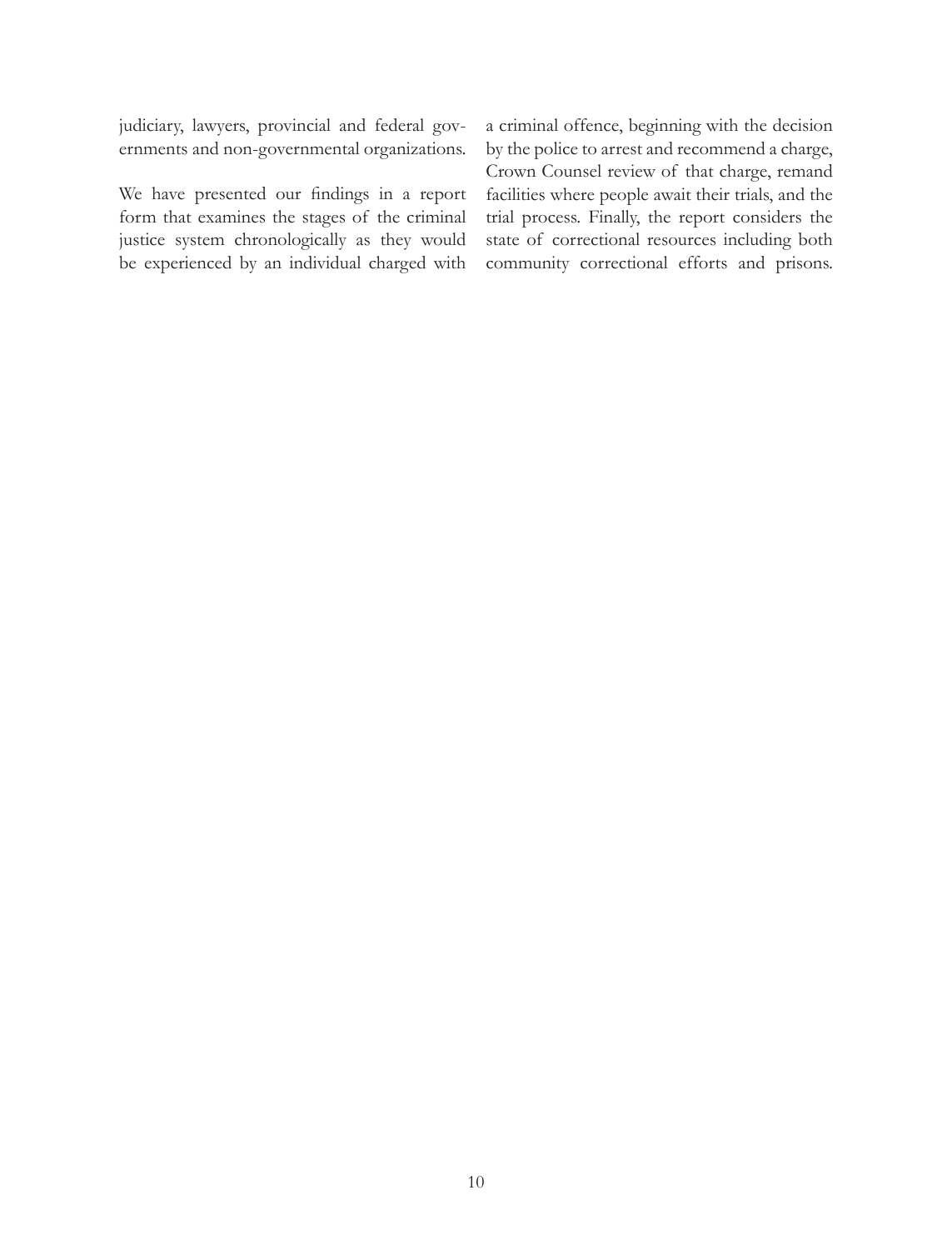judiciary, lawyers, provincial and federal governments and non-governmental organizations.

We have presented our findings in a report form that examines the stages of the criminal justice system chronologically as they would be experienced by an individual charged with a criminal offence, beginning with the decision by the police to arrest and recommend a charge, Crown Counsel review of that charge, remand facilities where people await their trials, and the trial process. Finally, the report considers the state of correctional resources including both community correctional efforts and prisons.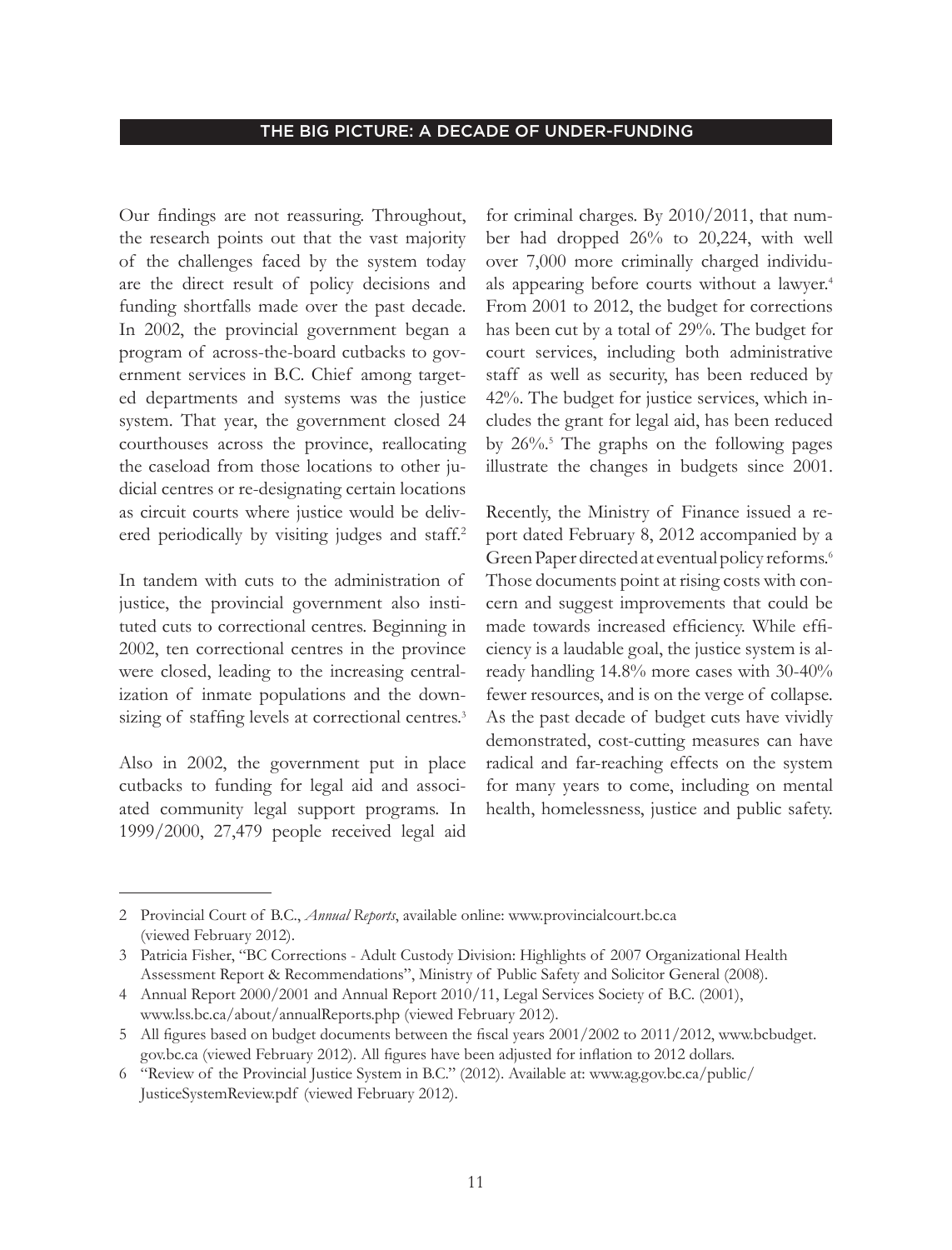## THE BIG PICTURE: A DECADE OF UNDER-FUNDING

Our findings are not reassuring. Throughout, the research points out that the vast majority of the challenges faced by the system today are the direct result of policy decisions and funding shortfalls made over the past decade. In 2002, the provincial government began a program of across-the-board cutbacks to government services in B.C. Chief among targeted departments and systems was the justice system. That year, the government closed 24 courthouses across the province, reallocating the caseload from those locations to other judicial centres or re-designating certain locations as circuit courts where justice would be delivered periodically by visiting judges and staff.[2]

In tandem with cuts to the administration of justice, the provincial government also instituted cuts to correctional centres. Beginning in 2002, ten correctional centres in the province were closed, leading to the increasing centralization of inmate populations and the downsizing of staffing levels at correctional centres.[3]

Also in 2002, the government put in place cutbacks to funding for legal aid and associated community legal support programs. In 1999/2000, 27,479 people received legal aid for criminal charges. By 2010/2011, that number had dropped 26% to 20,224, with well over 7,000 more criminally charged individuals appearing before courts without a lawyer.[4] From 2001 to 2012, the budget for corrections has been cut by a total of 29%. The budget for court services, including both administrative staff as well as security, has been reduced by 42%. The budget for justice services, which includes the grant for legal aid, has been reduced by 26%.[5] The graphs on the following pages illustrate the changes in budgets since 2001.

Recently, the Ministry of Finance issued a report dated February 8, 2012 accompanied by a Green Paper directed at eventual policy reforms.[6] Those documents point at rising costs with concern and suggest improvements that could be made towards increased efficiency. While efficiency is a laudable goal, the justice system is already handling 14.8% more cases with 30-40% fewer resources, and is on the verge of collapse. As the past decade of budget cuts have vividly demonstrated, cost-cutting measures can have radical and far-reaching effects on the system for many years to come, including on mental health, homelessness, justice and public safety.

---

2 Provincial Court of B.C., *Annual Reports*, available online: www.provincialcourt.bc.ca (viewed February 2012).

3 Patricia Fisher, "BC Corrections - Adult Custody Division: Highlights of 2007 Organizational Health Assessment Report & Recommendations", Ministry of Public Safety and Solicitor General (2008).

4 Annual Report 2000/2001 and Annual Report 2010/11, Legal Services Society of B.C. (2001), www.lss.bc.ca/about/annualReports.php (viewed February 2012).

5 All figures based on budget documents between the fiscal years 2001/2002 to 2011/2012, www.bcbudget.gov.bc.ca (viewed February 2012). All figures have been adjusted for inflation to 2012 dollars.

6 "Review of the Provincial Justice System in B.C." (2012). Available at: www.ag.gov.bc.ca/public/JusticeSystemReview.pdf (viewed February 2012).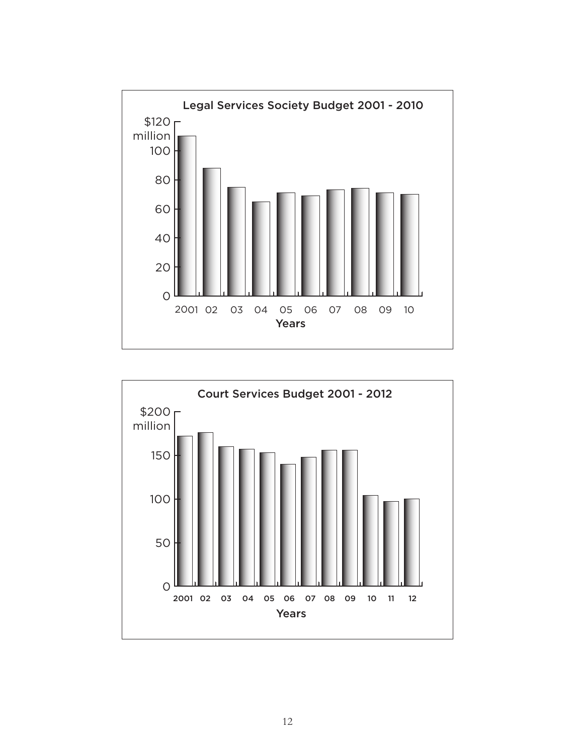**Legal Services Society Budget 2001 - 2010**

$120 million

100

80

60

40

20

0

2001 02 03 04 05 06 07 08 09 10

Years

**Court Services Budget 2001 - 2012**

$200 million

150

100

50

0

2001 02 03 04 05 06 07 08 09 10 11 12

Years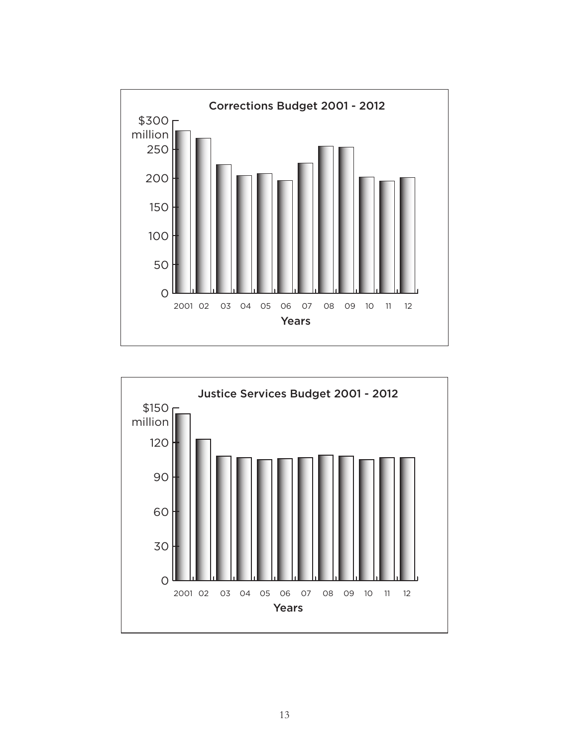**Corrections Budget 2001 - 2012**

$300 million

250

200

150

100

50

0

2001 02 03 04 05 06 07 08 09 10 11 12

Years

**Justice Services Budget 2001 - 2012**

$150 million

120

90

60

30

0

2001 02 03 04 05 06 07 08 09 10 11 12

Years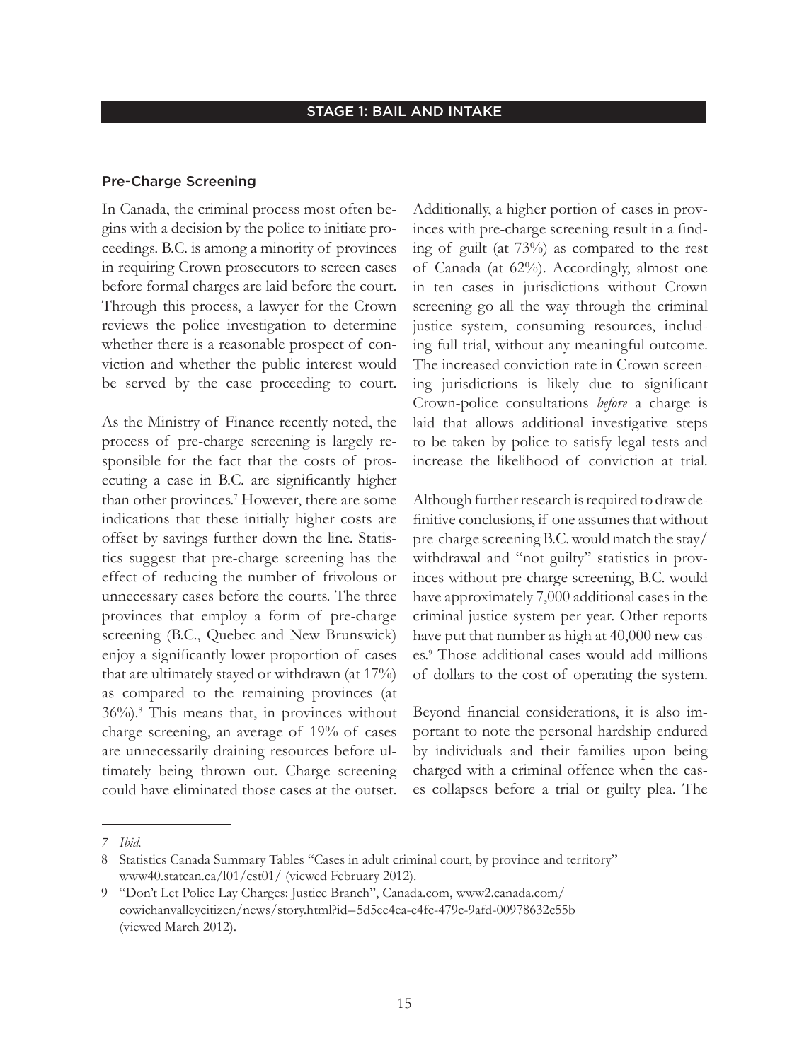## STAGE 1: BAIL AND INTAKE

### Pre-Charge Screening

In Canada, the criminal process most often begins with a decision by the police to initiate proceedings. B.C. is among a minority of provinces in requiring Crown prosecutors to screen cases before formal charges are laid before the court. Through this process, a lawyer for the Crown reviews the police investigation to determine whether there is a reasonable prospect of conviction and whether the public interest would be served by the case proceeding to court.

As the Ministry of Finance recently noted, the process of pre-charge screening is largely responsible for the fact that the costs of prosecuting a case in B.C. are significantly higher than other provinces.[7] However, there are some indications that these initially higher costs are offset by savings further down the line. Statistics suggest that pre-charge screening has the effect of reducing the number of frivolous or unnecessary cases before the courts. The three provinces that employ a form of pre-charge screening (B.C., Quebec and New Brunswick) enjoy a significantly lower proportion of cases that are ultimately stayed or withdrawn (at 17%) as compared to the remaining provinces (at 36%).[8] This means that, in provinces without charge screening, an average of 19% of cases are unnecessarily draining resources before ultimately being thrown out. Charge screening could have eliminated those cases at the outset.

Additionally, a higher portion of cases in provinces with pre-charge screening result in a finding of guilt (at 73%) as compared to the rest of Canada (at 62%). Accordingly, almost one in ten cases in jurisdictions without Crown screening go all the way through the criminal justice system, consuming resources, including full trial, without any meaningful outcome. The increased conviction rate in Crown screening jurisdictions is likely due to significant Crown-police consultations *before* a charge is laid that allows additional investigative steps to be taken by police to satisfy legal tests and increase the likelihood of conviction at trial.

Although further research is required to draw definitive conclusions, if one assumes that without pre-charge screening B.C. would match the stay/withdrawal and "not guilty" statistics in provinces without pre-charge screening, B.C. would have approximately 7,000 additional cases in the criminal justice system per year. Other reports have put that number as high at 40,000 new cases.[9] Those additional cases would add millions of dollars to the cost of operating the system.

Beyond financial considerations, it is also important to note the personal hardship endured by individuals and their families upon being charged with a criminal offence when the cases collapses before a trial or guilty plea. The

---

7 *Ibid.*

8 Statistics Canada Summary Tables "Cases in adult criminal court, by province and territory" www40.statcan.ca/l01/cst01/ (viewed February 2012).

9 "Don't Let Police Lay Charges: Justice Branch", Canada.com, www2.canada.com/cowichanvalleycitizen/news/story.html?id=5d5ee4ea-e4fc-479c-9afd-00978632c55b (viewed March 2012).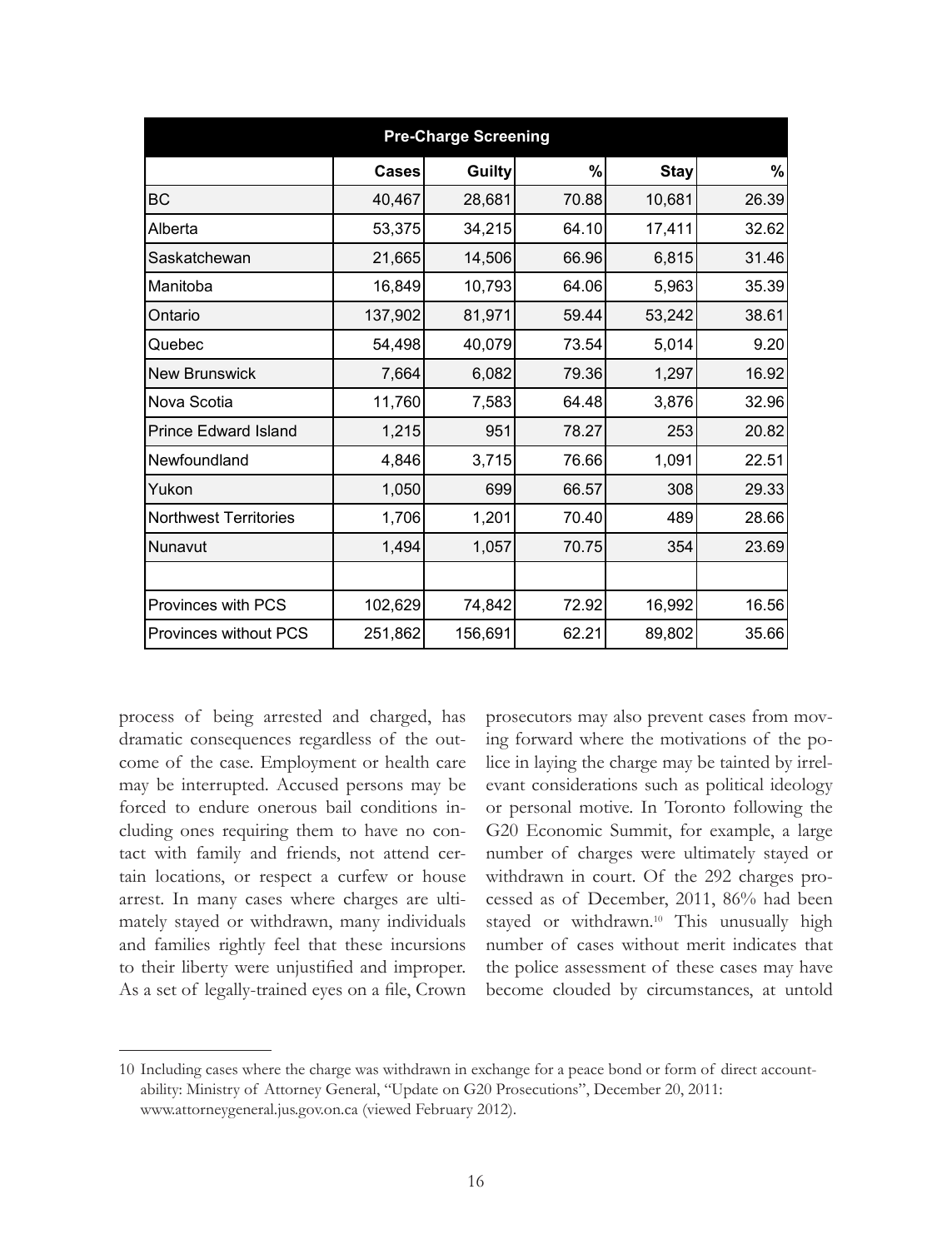| Pre-Charge Screening | | | | | |
|---|---|---|---|---|---|
| | Cases | Guilty | % | Stay | % |
| BC | 40,467 | 28,681 | 70.88 | 10,681 | 26.39 |
| Alberta | 53,375 | 34,215 | 64.10 | 17,411 | 32.62 |
| Saskatchewan | 21,665 | 14,506 | 66.96 | 6,815 | 31.46 |
| Manitoba | 16,849 | 10,793 | 64.06 | 5,963 | 35.39 |
| Ontario | 137,902 | 81,971 | 59.44 | 53,242 | 38.61 |
| Quebec | 54,498 | 40,079 | 73.54 | 5,014 | 9.20 |
| New Brunswick | 7,664 | 6,082 | 79.36 | 1,297 | 16.92 |
| Nova Scotia | 11,760 | 7,583 | 64.48 | 3,876 | 32.96 |
| Prince Edward Island | 1,215 | 951 | 78.27 | 253 | 20.82 |
| Newfoundland | 4,846 | 3,715 | 76.66 | 1,091 | 22.51 |
| Yukon | 1,050 | 699 | 66.57 | 308 | 29.33 |
| Northwest Territories | 1,706 | 1,201 | 70.40 | 489 | 28.66 |
| Nunavut | 1,494 | 1,057 | 70.75 | 354 | 23.69 |
| | | | | | |
| Provinces with PCS | 102,629 | 74,842 | 72.92 | 16,992 | 16.56 |
| Provinces without PCS | 251,862 | 156,691 | 62.21 | 89,802 | 35.66 |

process of being arrested and charged, has dramatic consequences regardless of the outcome of the case. Employment or health care may be interrupted. Accused persons may be forced to endure onerous bail conditions including ones requiring them to have no contact with family and friends, not attend certain locations, or respect a curfew or house arrest. In many cases where charges are ultimately stayed or withdrawn, many individuals and families rightly feel that these incursions to their liberty were unjustified and improper. As a set of legally-trained eyes on a file, Crown prosecutors may also prevent cases from moving forward where the motivations of the police in laying the charge may be tainted by irrelevant considerations such as political ideology or personal motive. In Toronto following the G20 Economic Summit, for example, a large number of charges were ultimately stayed or withdrawn in court. Of the 292 charges processed as of December, 2011, 86% had been stayed or withdrawn.[10] This unusually high number of cases without merit indicates that the police assessment of these cases may have become clouded by circumstances, at untold

---

10 Including cases where the charge was withdrawn in exchange for a peace bond or form of direct accountability: Ministry of Attorney General, "Update on G20 Prosecutions", December 20, 2011: www.attorneygeneral.jus.gov.on.ca (viewed February 2012).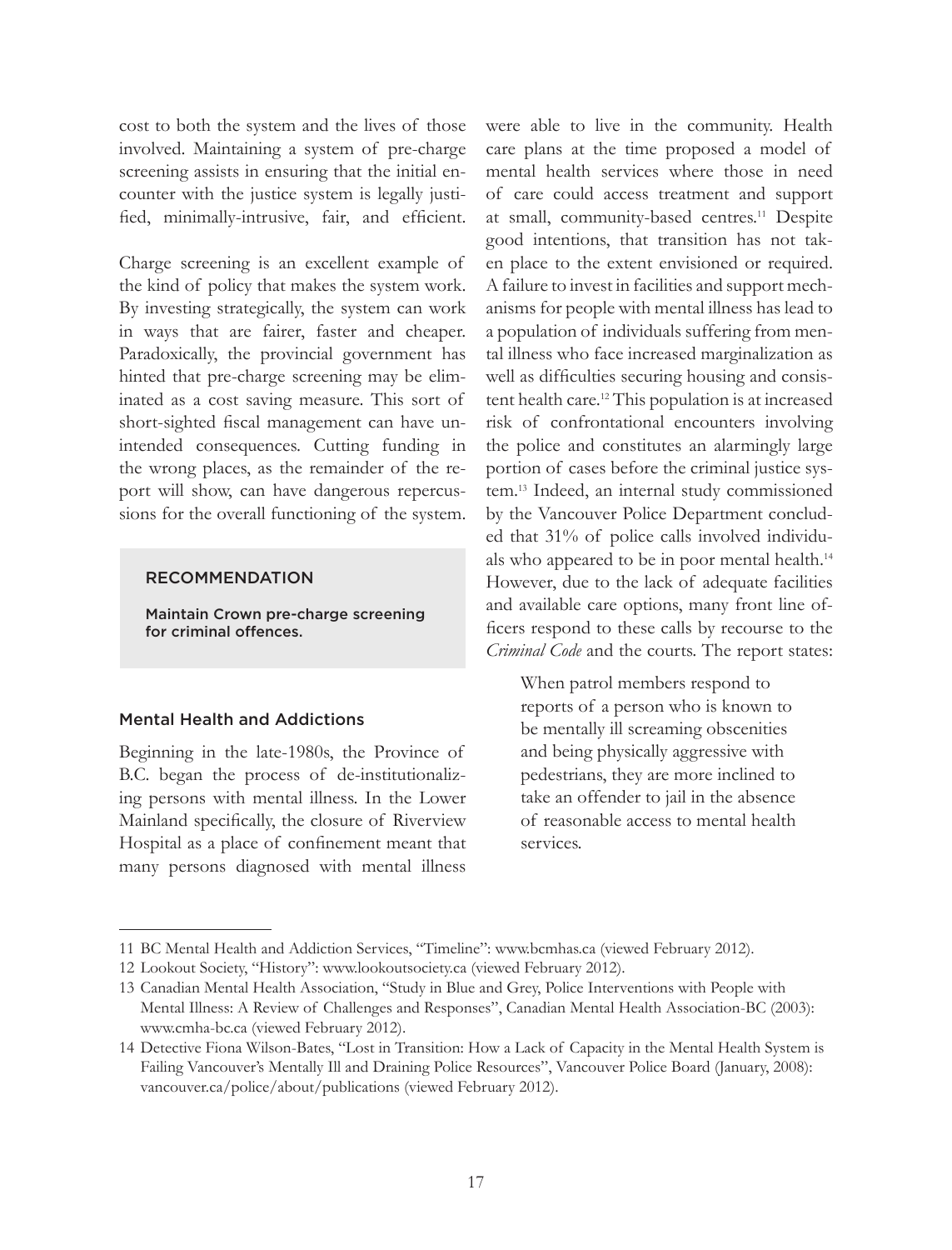cost to both the system and the lives of those involved. Maintaining a system of pre-charge screening assists in ensuring that the initial encounter with the justice system is legally justified, minimally-intrusive, fair, and efficient.

Charge screening is an excellent example of the kind of policy that makes the system work. By investing strategically, the system can work in ways that are fairer, faster and cheaper. Paradoxically, the provincial government has hinted that pre-charge screening may be eliminated as a cost saving measure. This sort of short-sighted fiscal management can have unintended consequences. Cutting funding in the wrong places, as the remainder of the report will show, can have dangerous repercussions for the overall functioning of the system.

> RECOMMENDATION
>
> Maintain Crown pre-charge screening for criminal offences.

### Mental Health and Addictions

Beginning in the late-1980s, the Province of B.C. began the process of de-institutionalizing persons with mental illness. In the Lower Mainland specifically, the closure of Riverview Hospital as a place of confinement meant that many persons diagnosed with mental illness were able to live in the community. Health care plans at the time proposed a model of mental health services where those in need of care could access treatment and support at small, community-based centres.[11] Despite good intentions, that transition has not taken place to the extent envisioned or required. A failure to invest in facilities and support mechanisms for people with mental illness has lead to a population of individuals suffering from mental illness who face increased marginalization as well as difficulties securing housing and consistent health care.[12] This population is at increased risk of confrontational encounters involving the police and constitutes an alarmingly large portion of cases before the criminal justice system.[13] Indeed, an internal study commissioned by the Vancouver Police Department concluded that 31% of police calls involved individuals who appeared to be in poor mental health.[14] However, due to the lack of adequate facilities and available care options, many front line officers respond to these calls by recourse to the *Criminal Code* and the courts. The report states:

> When patrol members respond to reports of a person who is known to be mentally ill screaming obscenities and being physically aggressive with pedestrians, they are more inclined to take an offender to jail in the absence of reasonable access to mental health services.

---

11 BC Mental Health and Addiction Services, "Timeline": www.bcmhas.ca (viewed February 2012).

12 Lookout Society, "History": www.lookoutsociety.ca (viewed February 2012).

13 Canadian Mental Health Association, "Study in Blue and Grey, Police Interventions with People with Mental Illness: A Review of Challenges and Responses", Canadian Mental Health Association-BC (2003): www.cmha-bc.ca (viewed February 2012).

14 Detective Fiona Wilson-Bates, "Lost in Transition: How a Lack of Capacity in the Mental Health System is Failing Vancouver's Mentally Ill and Draining Police Resources", Vancouver Police Board (January, 2008): vancouver.ca/police/about/publications (viewed February 2012).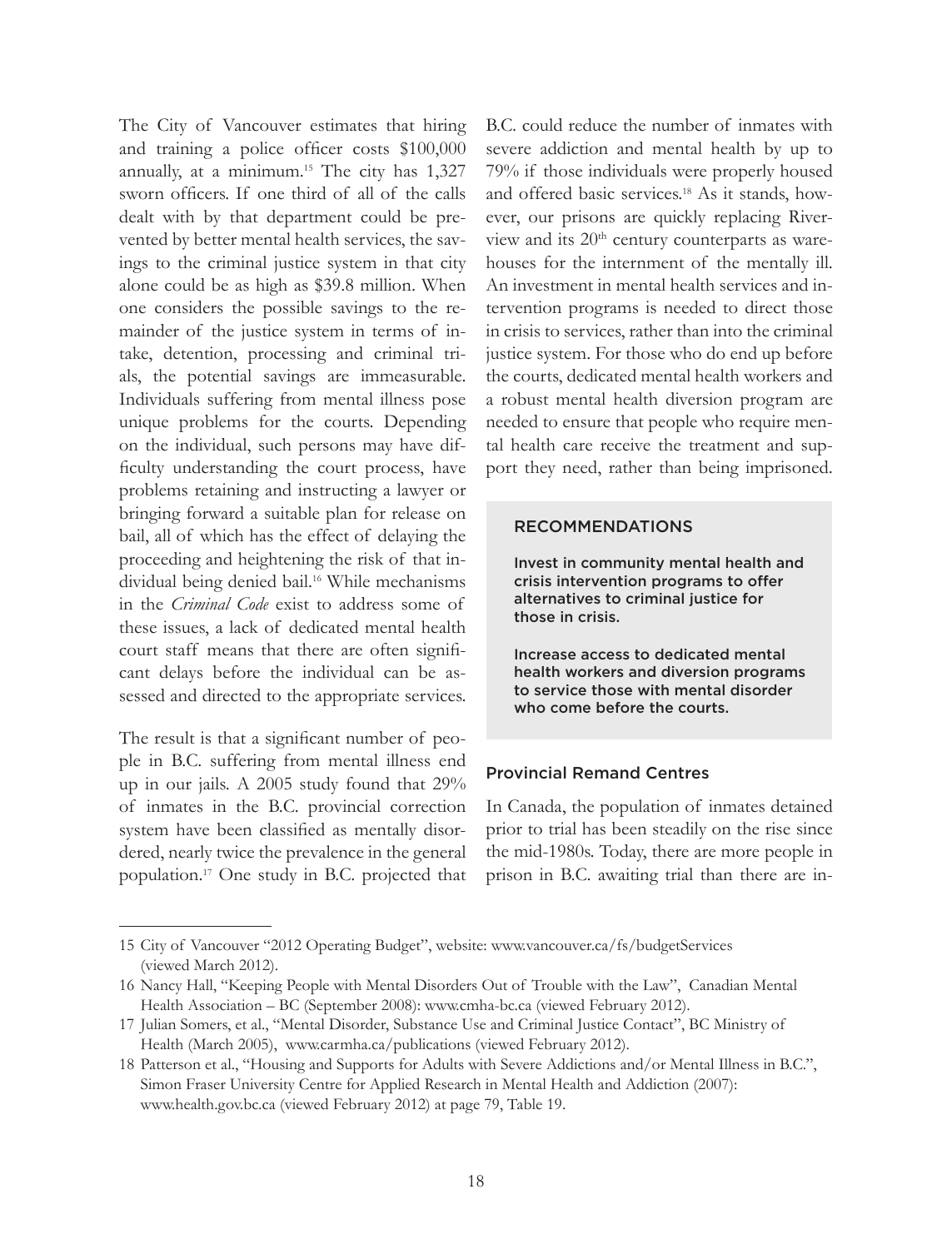The City of Vancouver estimates that hiring and training a police officer costs $100,000 annually, at a minimum.[15] The city has 1,327 sworn officers. If one third of all of the calls dealt with by that department could be prevented by better mental health services, the savings to the criminal justice system in that city alone could be as high as $39.8 million. When one considers the possible savings to the remainder of the justice system in terms of intake, detention, processing and criminal trials, the potential savings are immeasurable. Individuals suffering from mental illness pose unique problems for the courts. Depending on the individual, such persons may have difficulty understanding the court process, have problems retaining and instructing a lawyer or bringing forward a suitable plan for release on bail, all of which has the effect of delaying the proceeding and heightening the risk of that individual being denied bail.[16] While mechanisms in the *Criminal Code* exist to address some of these issues, a lack of dedicated mental health court staff means that there are often significant delays before the individual can be assessed and directed to the appropriate services.

The result is that a significant number of people in B.C. suffering from mental illness end up in our jails. A 2005 study found that 29% of inmates in the B.C. provincial correction system have been classified as mentally disordered, nearly twice the prevalence in the general population.[17] One study in B.C. projected that B.C. could reduce the number of inmates with severe addiction and mental health by up to 79% if those individuals were properly housed and offered basic services.[18] As it stands, however, our prisons are quickly replacing Riverview and its 20th century counterparts as warehouses for the internment of the mentally ill. An investment in mental health services and intervention programs is needed to direct those in crisis to services, rather than into the criminal justice system. For those who do end up before the courts, dedicated mental health workers and a robust mental health diversion program are needed to ensure that people who require mental health care receive the treatment and support they need, rather than being imprisoned.

#### RECOMMENDATIONS

Invest in community mental health and crisis intervention programs to offer alternatives to criminal justice for those in crisis.

Increase access to dedicated mental health workers and diversion programs to service those with mental disorder who come before the courts.

### Provincial Remand Centres

In Canada, the population of inmates detained prior to trial has been steadily on the rise since the mid-1980s. Today, there are more people in prison in B.C. awaiting trial than there are in-

---

15 City of Vancouver "2012 Operating Budget", website: www.vancouver.ca/fs/budgetServices (viewed March 2012).

16 Nancy Hall, "Keeping People with Mental Disorders Out of Trouble with the Law", Canadian Mental Health Association – BC (September 2008): www.cmha-bc.ca (viewed February 2012).

17 Julian Somers, et al., "Mental Disorder, Substance Use and Criminal Justice Contact", BC Ministry of Health (March 2005), www.carmha.ca/publications (viewed February 2012).

18 Patterson et al., "Housing and Supports for Adults with Severe Addictions and/or Mental Illness in B.C.", Simon Fraser University Centre for Applied Research in Mental Health and Addiction (2007): www.health.gov.bc.ca (viewed February 2012) at page 79, Table 19.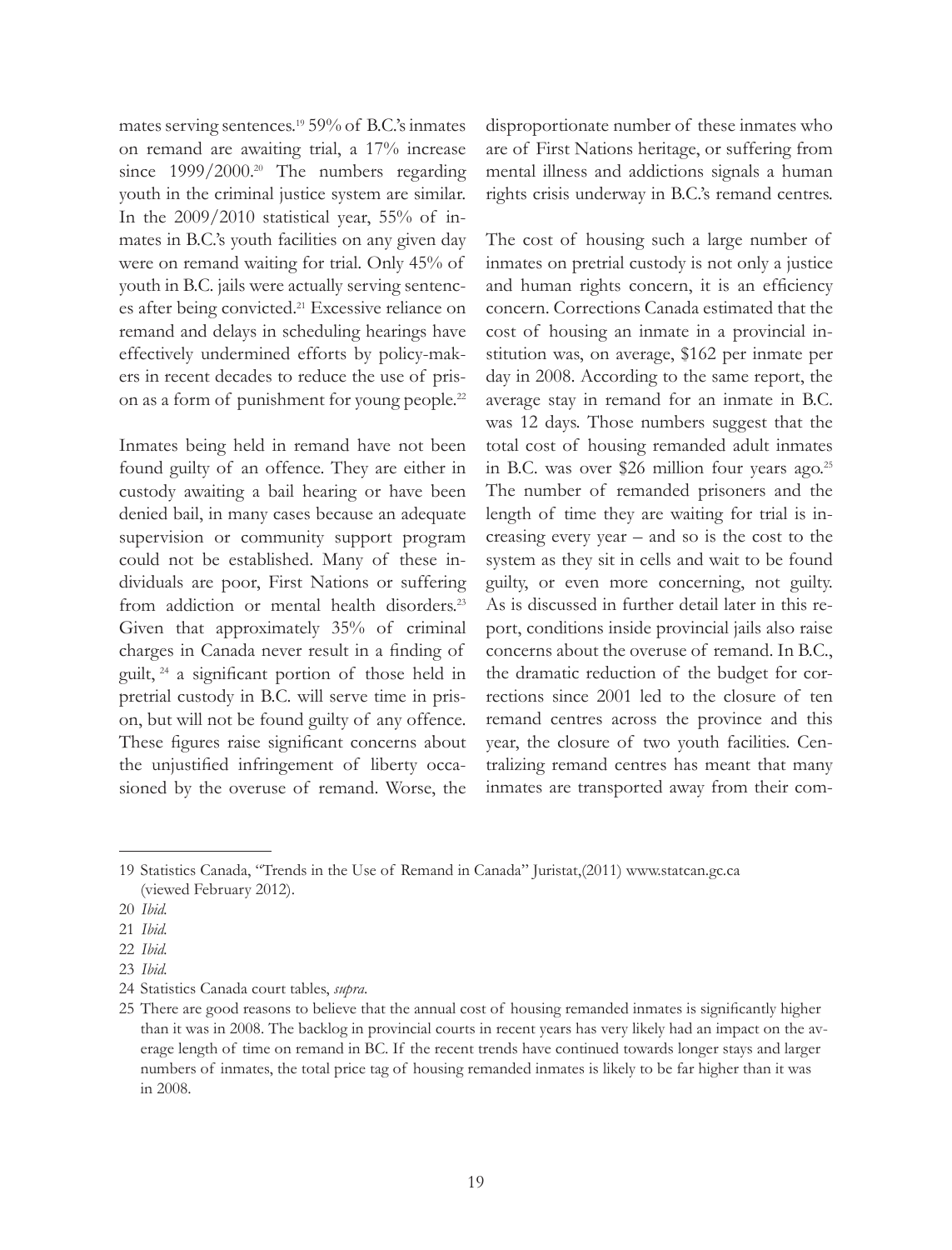mates serving sentences.[19] 59% of B.C.'s inmates on remand are awaiting trial, a 17% increase since 1999/2000.[20] The numbers regarding youth in the criminal justice system are similar. In the 2009/2010 statistical year, 55% of inmates in B.C.'s youth facilities on any given day were on remand waiting for trial. Only 45% of youth in B.C. jails were actually serving sentences after being convicted.[21] Excessive reliance on remand and delays in scheduling hearings have effectively undermined efforts by policy-makers in recent decades to reduce the use of prison as a form of punishment for young people.[22]

Inmates being held in remand have not been found guilty of an offence. They are either in custody awaiting a bail hearing or have been denied bail, in many cases because an adequate supervision or community support program could not be established. Many of these individuals are poor, First Nations or suffering from addiction or mental health disorders.[23] Given that approximately 35% of criminal charges in Canada never result in a finding of guilt, [24] a significant portion of those held in pretrial custody in B.C. will serve time in prison, but will not be found guilty of any offence. These figures raise significant concerns about the unjustified infringement of liberty occasioned by the overuse of remand. Worse, the disproportionate number of these inmates who are of First Nations heritage, or suffering from mental illness and addictions signals a human rights crisis underway in B.C.'s remand centres.

The cost of housing such a large number of inmates on pretrial custody is not only a justice and human rights concern, it is an efficiency concern. Corrections Canada estimated that the cost of housing an inmate in a provincial institution was, on average, $162 per inmate per day in 2008. According to the same report, the average stay in remand for an inmate in B.C. was 12 days. Those numbers suggest that the total cost of housing remanded adult inmates in B.C. was over $26 million four years ago.[25] The number of remanded prisoners and the length of time they are waiting for trial is increasing every year – and so is the cost to the system as they sit in cells and wait to be found guilty, or even more concerning, not guilty. As is discussed in further detail later in this report, conditions inside provincial jails also raise concerns about the overuse of remand. In B.C., the dramatic reduction of the budget for corrections since 2001 led to the closure of ten remand centres across the province and this year, the closure of two youth facilities. Centralizing remand centres has meant that many inmates are transported away from their com-

---

19 Statistics Canada, "Trends in the Use of Remand in Canada" Juristat,(2011) www.statcan.gc.ca (viewed February 2012).

20 *Ibid.*

21 *Ibid.*

22 *Ibid.*

23 *Ibid.*

24 Statistics Canada court tables, *supra*.

25 There are good reasons to believe that the annual cost of housing remanded inmates is significantly higher than it was in 2008. The backlog in provincial courts in recent years has very likely had an impact on the average length of time on remand in BC. If the recent trends have continued towards longer stays and larger numbers of inmates, the total price tag of housing remanded inmates is likely to be far higher than it was in 2008.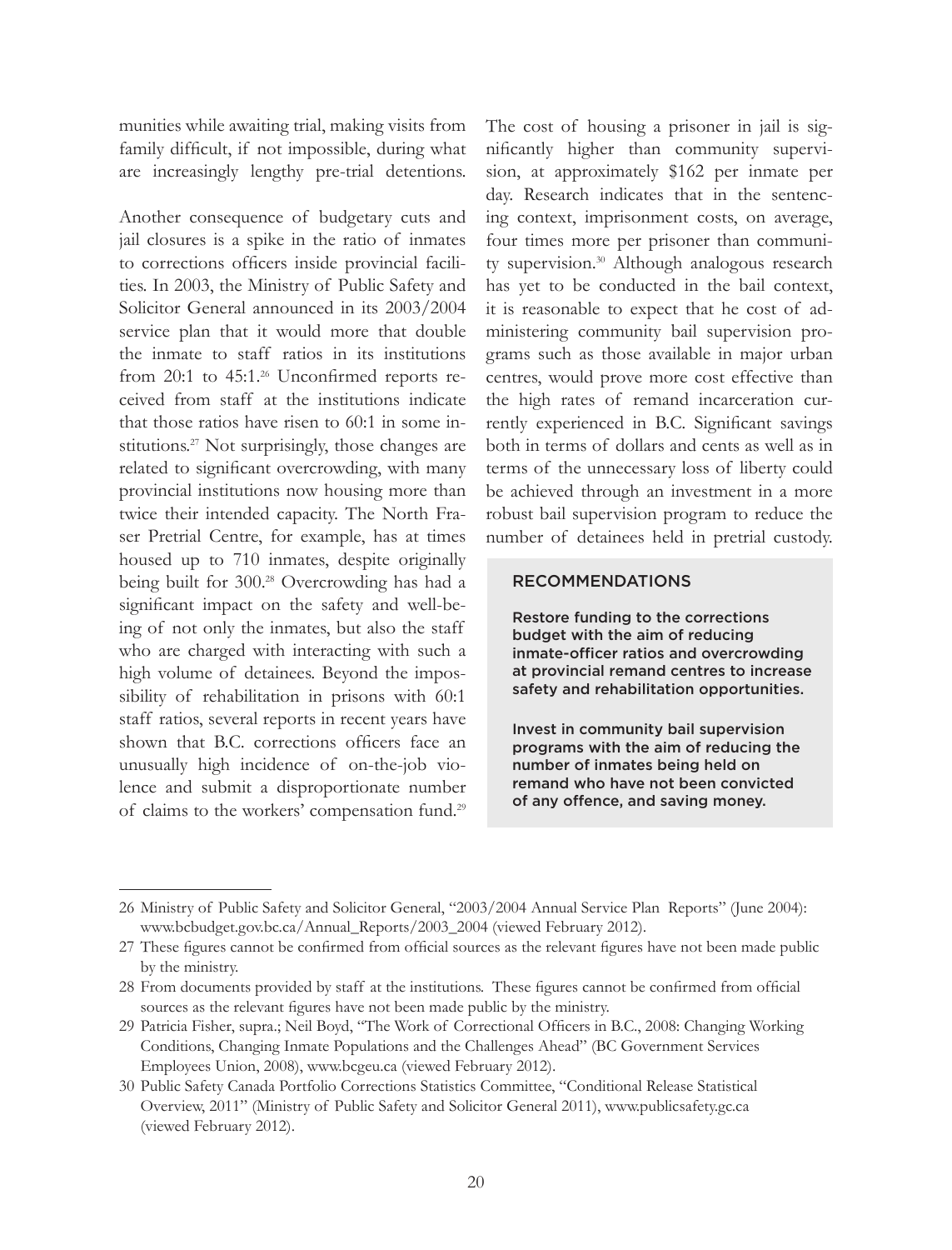munities while awaiting trial, making visits from family difficult, if not impossible, during what are increasingly lengthy pre-trial detentions.

Another consequence of budgetary cuts and jail closures is a spike in the ratio of inmates to corrections officers inside provincial facilities. In 2003, the Ministry of Public Safety and Solicitor General announced in its 2003/2004 service plan that it would more that double the inmate to staff ratios in its institutions from 20:1 to 45:1.[26] Unconfirmed reports received from staff at the institutions indicate that those ratios have risen to 60:1 in some institutions.[27] Not surprisingly, those changes are related to significant overcrowding, with many provincial institutions now housing more than twice their intended capacity. The North Fraser Pretrial Centre, for example, has at times housed up to 710 inmates, despite originally being built for 300.[28] Overcrowding has had a significant impact on the safety and well-being of not only the inmates, but also the staff who are charged with interacting with such a high volume of detainees. Beyond the impossibility of rehabilitation in prisons with 60:1 staff ratios, several reports in recent years have shown that B.C. corrections officers face an unusually high incidence of on-the-job violence and submit a disproportionate number of claims to the workers' compensation fund.[29]

The cost of housing a prisoner in jail is significantly higher than community supervision, at approximately $162 per inmate per day. Research indicates that in the sentencing context, imprisonment costs, on average, four times more per prisoner than community supervision.[30] Although analogous research has yet to be conducted in the bail context, it is reasonable to expect that he cost of administering community bail supervision programs such as those available in major urban centres, would prove more cost effective than the high rates of remand incarceration currently experienced in B.C. Significant savings both in terms of dollars and cents as well as in terms of the unnecessary loss of liberty could be achieved through an investment in a more robust bail supervision program to reduce the number of detainees held in pretrial custody.

### RECOMMENDATIONS

**Restore funding to the corrections budget with the aim of reducing inmate-officer ratios and overcrowding at provincial remand centres to increase safety and rehabilitation opportunities.**

**Invest in community bail supervision programs with the aim of reducing the number of inmates being held on remand who have not been convicted of any offence, and saving money.**

---

26 Ministry of Public Safety and Solicitor General, "2003/2004 Annual Service Plan Reports" (June 2004): www.bcbudget.gov.bc.ca/Annual_Reports/2003_2004 (viewed February 2012).

27 These figures cannot be confirmed from official sources as the relevant figures have not been made public by the ministry.

28 From documents provided by staff at the institutions. These figures cannot be confirmed from official sources as the relevant figures have not been made public by the ministry.

29 Patricia Fisher, supra.; Neil Boyd, "The Work of Correctional Officers in B.C., 2008: Changing Working Conditions, Changing Inmate Populations and the Challenges Ahead" (BC Government Services Employees Union, 2008), www.bcgeu.ca (viewed February 2012).

30 Public Safety Canada Portfolio Corrections Statistics Committee, "Conditional Release Statistical Overview, 2011" (Ministry of Public Safety and Solicitor General 2011), www.publicsafety.gc.ca (viewed February 2012).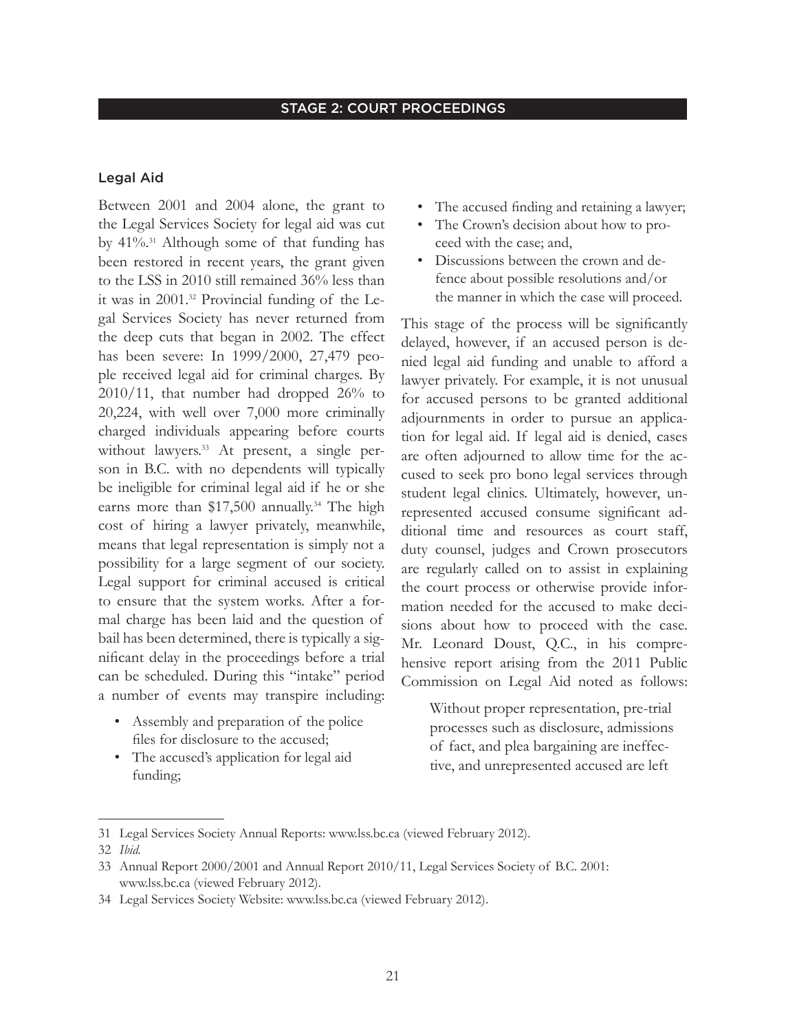## STAGE 2: COURT PROCEEDINGS

### Legal Aid

Between 2001 and 2004 alone, the grant to the Legal Services Society for legal aid was cut by 41%.[31] Although some of that funding has been restored in recent years, the grant given to the LSS in 2010 still remained 36% less than it was in 2001.[32] Provincial funding of the Legal Services Society has never returned from the deep cuts that began in 2002. The effect has been severe: In 1999/2000, 27,479 people received legal aid for criminal charges. By 2010/11, that number had dropped 26% to 20,224, with well over 7,000 more criminally charged individuals appearing before courts without lawyers.[33] At present, a single person in B.C. with no dependents will typically be ineligible for criminal legal aid if he or she earns more than $17,500 annually.[34] The high cost of hiring a lawyer privately, meanwhile, means that legal representation is simply not a possibility for a large segment of our society. Legal support for criminal accused is critical to ensure that the system works. After a formal charge has been laid and the question of bail has been determined, there is typically a significant delay in the proceedings before a trial can be scheduled. During this "intake" period a number of events may transpire including:

- Assembly and preparation of the police files for disclosure to the accused;
- The accused's application for legal aid funding;
- The accused finding and retaining a lawyer;
- The Crown's decision about how to proceed with the case; and,
- Discussions between the crown and defence about possible resolutions and/or the manner in which the case will proceed.

This stage of the process will be significantly delayed, however, if an accused person is denied legal aid funding and unable to afford a lawyer privately. For example, it is not unusual for accused persons to be granted additional adjournments in order to pursue an application for legal aid. If legal aid is denied, cases are often adjourned to allow time for the accused to seek pro bono legal services through student legal clinics. Ultimately, however, unrepresented accused consume significant additional time and resources as court staff, duty counsel, judges and Crown prosecutors are regularly called on to assist in explaining the court process or otherwise provide information needed for the accused to make decisions about how to proceed with the case. Mr. Leonard Doust, Q.C., in his comprehensive report arising from the 2011 Public Commission on Legal Aid noted as follows:

> Without proper representation, pre-trial processes such as disclosure, admissions of fact, and plea bargaining are ineffective, and unrepresented accused are left

---

31 Legal Services Society Annual Reports: www.lss.bc.ca (viewed February 2012).

32 *Ibid.*

33 Annual Report 2000/2001 and Annual Report 2010/11, Legal Services Society of B.C. 2001: www.lss.bc.ca (viewed February 2012).

34 Legal Services Society Website: www.lss.bc.ca (viewed February 2012).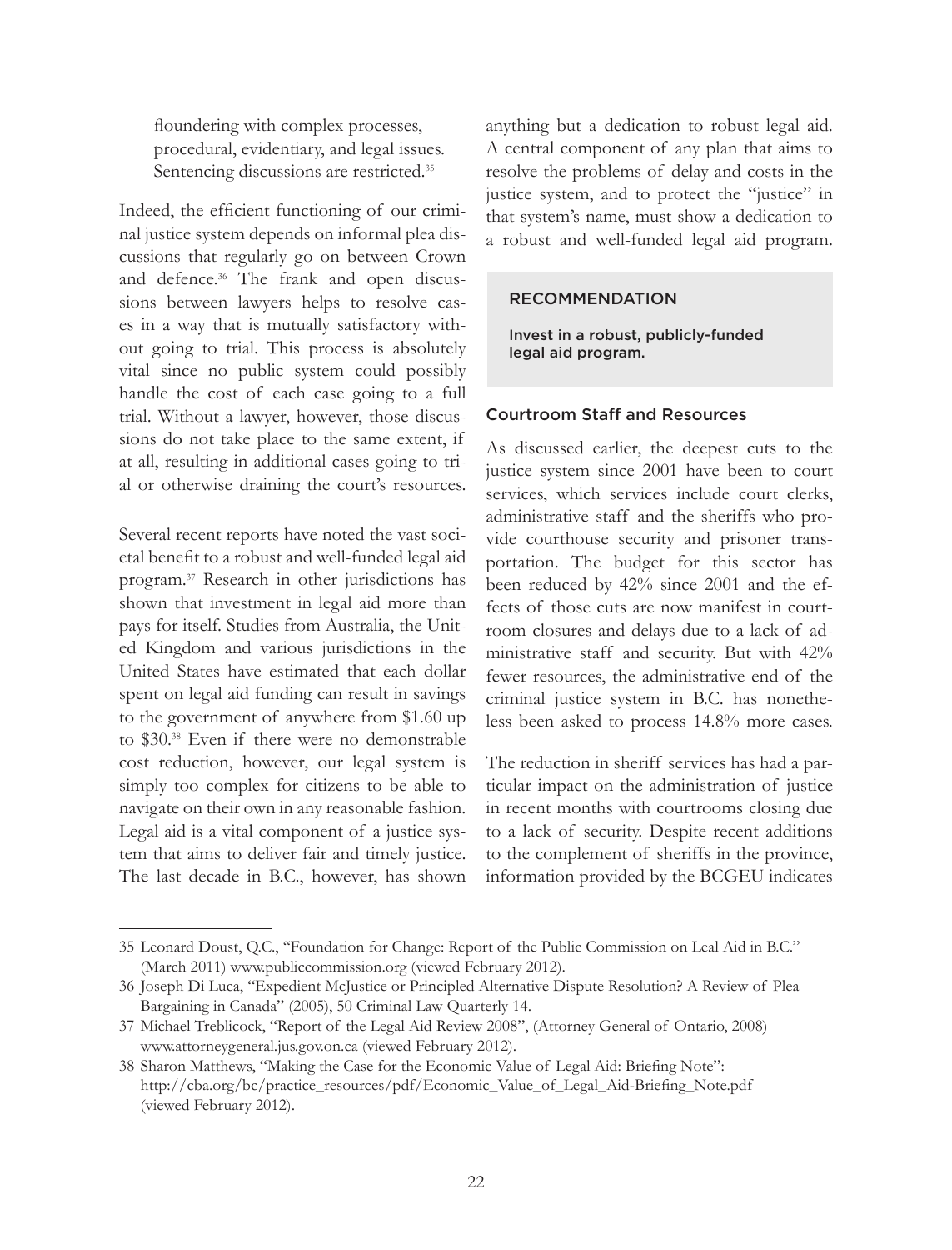floundering with complex processes, procedural, evidentiary, and legal issues. Sentencing discussions are restricted.[35]

Indeed, the efficient functioning of our criminal justice system depends on informal plea discussions that regularly go on between Crown and defence.[36] The frank and open discussions between lawyers helps to resolve cases in a way that is mutually satisfactory without going to trial. This process is absolutely vital since no public system could possibly handle the cost of each case going to a full trial. Without a lawyer, however, those discussions do not take place to the same extent, if at all, resulting in additional cases going to trial or otherwise draining the court's resources.

Several recent reports have noted the vast societal benefit to a robust and well-funded legal aid program.[37] Research in other jurisdictions has shown that investment in legal aid more than pays for itself. Studies from Australia, the United Kingdom and various jurisdictions in the United States have estimated that each dollar spent on legal aid funding can result in savings to the government of anywhere from $1.60 up to $30.[38] Even if there were no demonstrable cost reduction, however, our legal system is simply too complex for citizens to be able to navigate on their own in any reasonable fashion. Legal aid is a vital component of a justice system that aims to deliver fair and timely justice. The last decade in B.C., however, has shown anything but a dedication to robust legal aid. A central component of any plan that aims to resolve the problems of delay and costs in the justice system, and to protect the "justice" in that system's name, must show a dedication to a robust and well-funded legal aid program.

> RECOMMENDATION
>
> Invest in a robust, publicly-funded legal aid program.

### Courtroom Staff and Resources

As discussed earlier, the deepest cuts to the justice system since 2001 have been to court services, which services include court clerks, administrative staff and the sheriffs who provide courthouse security and prisoner transportation. The budget for this sector has been reduced by 42% since 2001 and the effects of those cuts are now manifest in courtroom closures and delays due to a lack of administrative staff and security. But with 42% fewer resources, the administrative end of the criminal justice system in B.C. has nonetheless been asked to process 14.8% more cases.

The reduction in sheriff services has had a particular impact on the administration of justice in recent months with courtrooms closing due to a lack of security. Despite recent additions to the complement of sheriffs in the province, information provided by the BCGEU indicates

---

35 Leonard Doust, Q.C., "Foundation for Change: Report of the Public Commission on Leal Aid in B.C." (March 2011) www.publiccommission.org (viewed February 2012).

36 Joseph Di Luca, "Expedient McJustice or Principled Alternative Dispute Resolution? A Review of Plea Bargaining in Canada" (2005), 50 Criminal Law Quarterly 14.

37 Michael Treblicock, "Report of the Legal Aid Review 2008", (Attorney General of Ontario, 2008) www.attorneygeneral.jus.gov.on.ca (viewed February 2012).

38 Sharon Matthews, "Making the Case for the Economic Value of Legal Aid: Briefing Note": http://cba.org/bc/practice_resources/pdf/Economic_Value_of_Legal_Aid-Briefing_Note.pdf (viewed February 2012).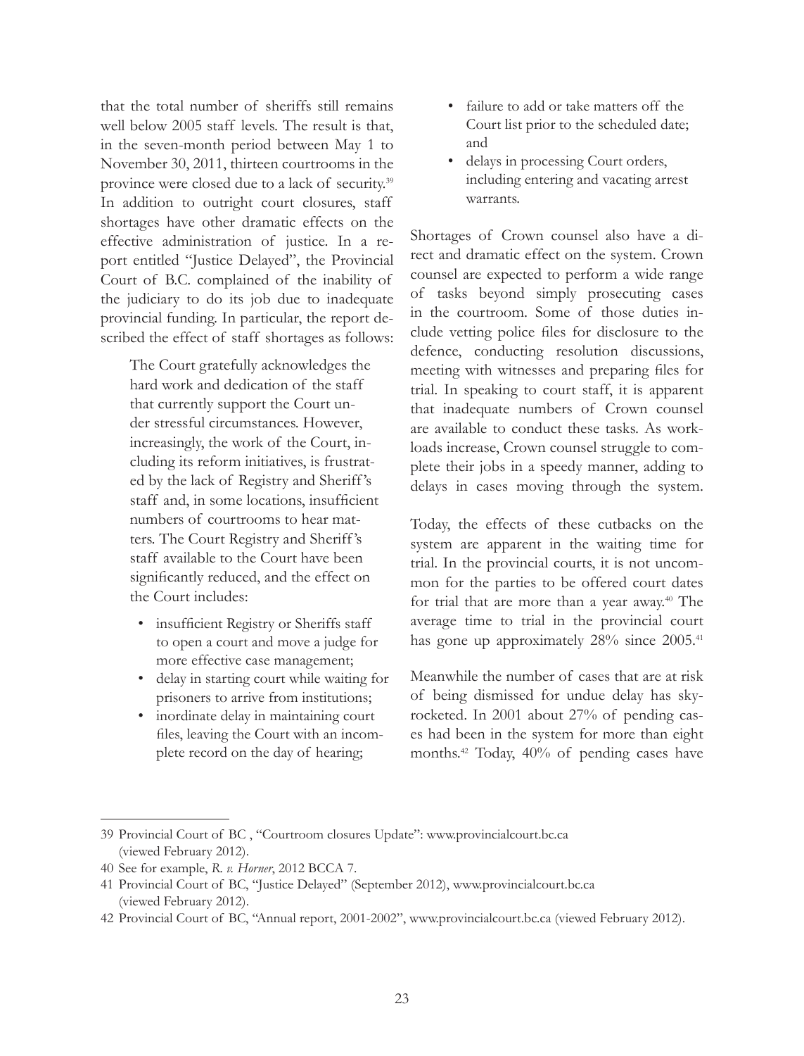that the total number of sheriffs still remains well below 2005 staff levels. The result is that, in the seven-month period between May 1 to November 30, 2011, thirteen courtrooms in the province were closed due to a lack of security.[39] In addition to outright court closures, staff shortages have other dramatic effects on the effective administration of justice. In a report entitled "Justice Delayed", the Provincial Court of B.C. complained of the inability of the judiciary to do its job due to inadequate provincial funding. In particular, the report described the effect of staff shortages as follows:

> The Court gratefully acknowledges the hard work and dedication of the staff that currently support the Court under stressful circumstances. However, increasingly, the work of the Court, including its reform initiatives, is frustrated by the lack of Registry and Sheriff's staff and, in some locations, insufficient numbers of courtrooms to hear matters. The Court Registry and Sheriff's staff available to the Court have been significantly reduced, and the effect on the Court includes:
>
> - insufficient Registry or Sheriffs staff to open a court and move a judge for more effective case management;
> - delay in starting court while waiting for prisoners to arrive from institutions;
> - inordinate delay in maintaining court files, leaving the Court with an incomplete record on the day of hearing;
> - failure to add or take matters off the Court list prior to the scheduled date; and
> - delays in processing Court orders, including entering and vacating arrest warrants.

Shortages of Crown counsel also have a direct and dramatic effect on the system. Crown counsel are expected to perform a wide range of tasks beyond simply prosecuting cases in the courtroom. Some of those duties include vetting police files for disclosure to the defence, conducting resolution discussions, meeting with witnesses and preparing files for trial. In speaking to court staff, it is apparent that inadequate numbers of Crown counsel are available to conduct these tasks. As workloads increase, Crown counsel struggle to complete their jobs in a speedy manner, adding to delays in cases moving through the system.

Today, the effects of these cutbacks on the system are apparent in the waiting time for trial. In the provincial courts, it is not uncommon for the parties to be offered court dates for trial that are more than a year away.[40] The average time to trial in the provincial court has gone up approximately 28% since 2005.[41]

Meanwhile the number of cases that are at risk of being dismissed for undue delay has skyrocketed. In 2001 about 27% of pending cases had been in the system for more than eight months.[42] Today, 40% of pending cases have

---

39 Provincial Court of BC , "Courtroom closures Update": www.provincialcourt.bc.ca (viewed February 2012).

40 See for example, *R. v. Horner*, 2012 BCCA 7.

41 Provincial Court of BC, "Justice Delayed" (September 2012), www.provincialcourt.bc.ca (viewed February 2012).

42 Provincial Court of BC, "Annual report, 2001-2002", www.provincialcourt.bc.ca (viewed February 2012).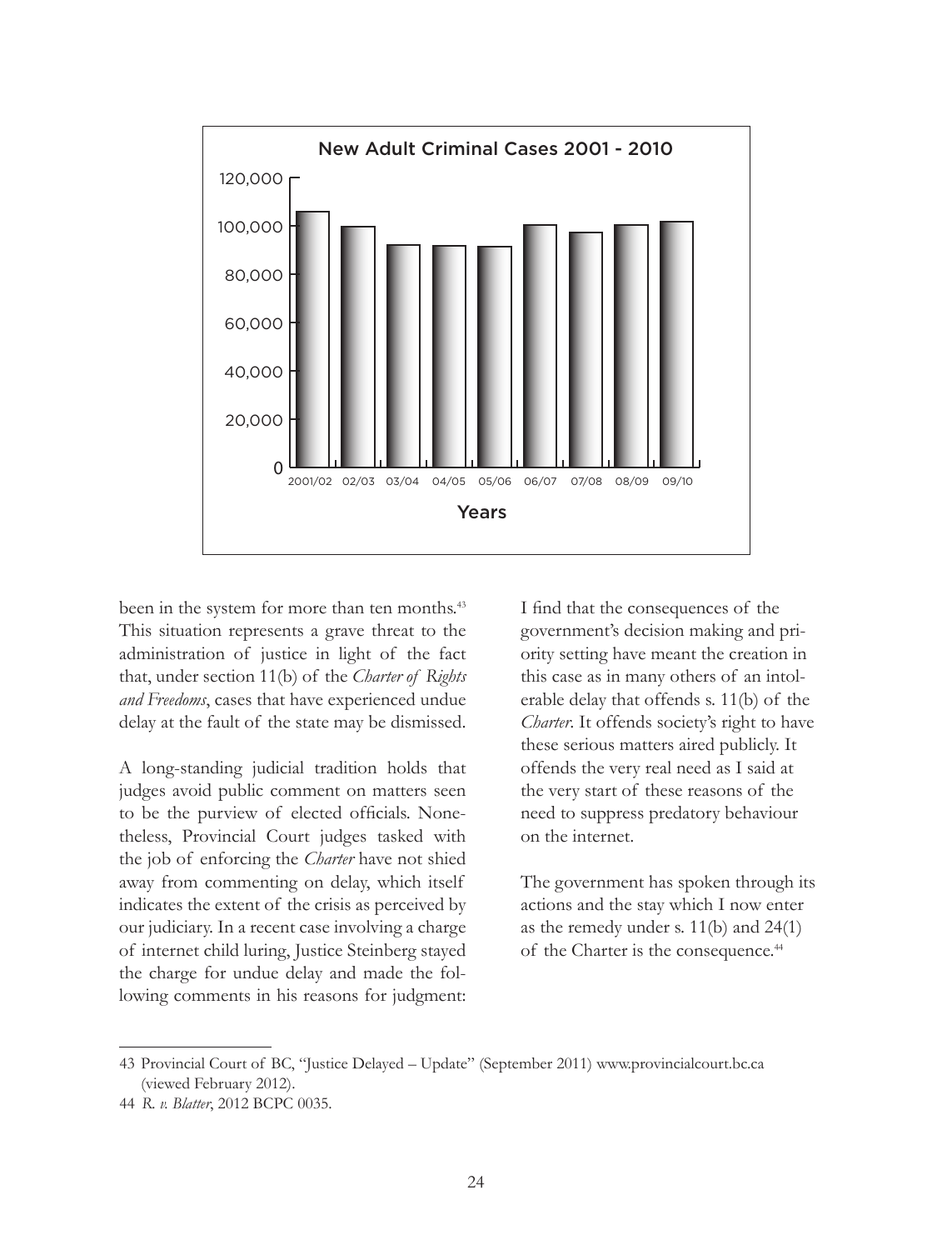**New Adult Criminal Cases 2001 - 2010**

been in the system for more than ten months.[43] This situation represents a grave threat to the administration of justice in light of the fact that, under section 11(b) of the *Charter of Rights and Freedoms*, cases that have experienced undue delay at the fault of the state may be dismissed.

A long-standing judicial tradition holds that judges avoid public comment on matters seen to be the purview of elected officials. Nonetheless, Provincial Court judges tasked with the job of enforcing the *Charter* have not shied away from commenting on delay, which itself indicates the extent of the crisis as perceived by our judiciary. In a recent case involving a charge of internet child luring, Justice Steinberg stayed the charge for undue delay and made the following comments in his reasons for judgment:

> I find that the consequences of the government's decision making and priority setting have meant the creation in this case as in many others of an intolerable delay that offends s. 11(b) of the *Charter*. It offends society's right to have these serious matters aired publicly. It offends the very real need as I said at the very start of these reasons of the need to suppress predatory behaviour on the internet.
>
> The government has spoken through its actions and the stay which I now enter as the remedy under s. 11(b) and 24(1) of the Charter is the consequence.[44]

---

43 Provincial Court of BC, "Justice Delayed – Update" (September 2011) www.provincialcourt.bc.ca (viewed February 2012).

44 *R. v. Blatter*, 2012 BCPC 0035.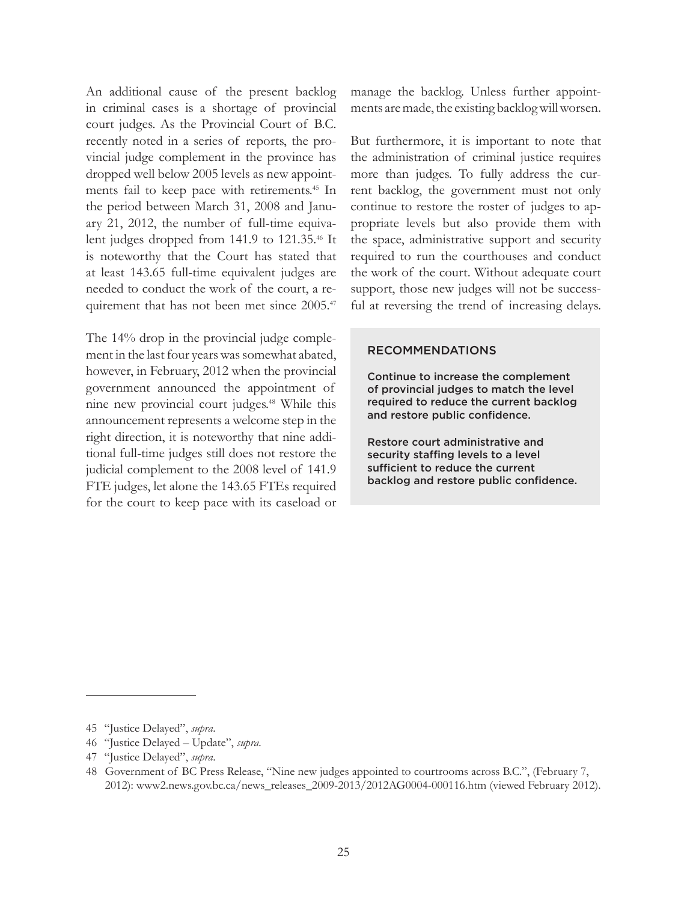An additional cause of the present backlog in criminal cases is a shortage of provincial court judges. As the Provincial Court of B.C. recently noted in a series of reports, the provincial judge complement in the province has dropped well below 2005 levels as new appointments fail to keep pace with retirements.[45] In the period between March 31, 2008 and January 21, 2012, the number of full-time equivalent judges dropped from 141.9 to 121.35.[46] It is noteworthy that the Court has stated that at least 143.65 full-time equivalent judges are needed to conduct the work of the court, a requirement that has not been met since 2005.[47]

The 14% drop in the provincial judge complement in the last four years was somewhat abated, however, in February, 2012 when the provincial government announced the appointment of nine new provincial court judges.[48] While this announcement represents a welcome step in the right direction, it is noteworthy that nine additional full-time judges still does not restore the judicial complement to the 2008 level of 141.9 FTE judges, let alone the 143.65 FTEs required for the court to keep pace with its caseload or manage the backlog. Unless further appointments are made, the existing backlog will worsen.

But furthermore, it is important to note that the administration of criminal justice requires more than judges. To fully address the current backlog, the government must not only continue to restore the roster of judges to appropriate levels but also provide them with the space, administrative support and security required to run the courthouses and conduct the work of the court. Without adequate court support, those new judges will not be successful at reversing the trend of increasing delays.

### RECOMMENDATIONS

**Continue to increase the complement of provincial judges to match the level required to reduce the current backlog and restore public confidence.**

**Restore court administrative and security staffing levels to a level sufficient to reduce the current backlog and restore public confidence.**

---

45 "Justice Delayed", *supra*.

46 "Justice Delayed – Update", *supra*.

47 "Justice Delayed", *supra*.

48 Government of BC Press Release, "Nine new judges appointed to courtrooms across B.C.", (February 7, 2012): www2.news.gov.bc.ca/news_releases_2009-2013/2012AG0004-000116.htm (viewed February 2012).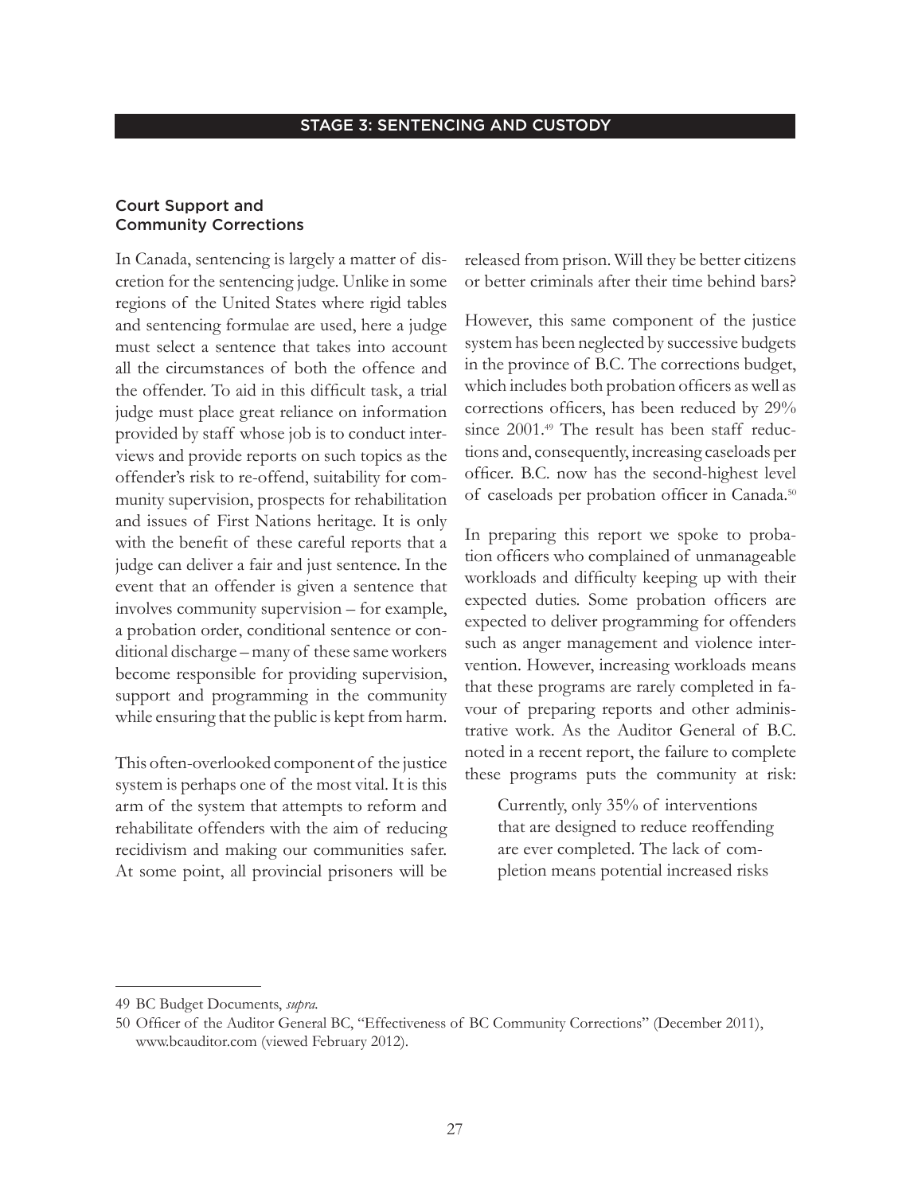## Court Support and Community Corrections

In Canada, sentencing is largely a matter of discretion for the sentencing judge. Unlike in some regions of the United States where rigid tables and sentencing formulae are used, here a judge must select a sentence that takes into account all the circumstances of both the offence and the offender. To aid in this difficult task, a trial judge must place great reliance on information provided by staff whose job is to conduct interviews and provide reports on such topics as the offender's risk to re-offend, suitability for community supervision, prospects for rehabilitation and issues of First Nations heritage. It is only with the benefit of these careful reports that a judge can deliver a fair and just sentence. In the event that an offender is given a sentence that involves community supervision – for example, a probation order, conditional sentence or conditional discharge – many of these same workers become responsible for providing supervision, support and programming in the community while ensuring that the public is kept from harm.

This often-overlooked component of the justice system is perhaps one of the most vital. It is this arm of the system that attempts to reform and rehabilitate offenders with the aim of reducing recidivism and making our communities safer. At some point, all provincial prisoners will be released from prison. Will they be better citizens or better criminals after their time behind bars?

However, this same component of the justice system has been neglected by successive budgets in the province of B.C. The corrections budget, which includes both probation officers as well as corrections officers, has been reduced by 29% since 2001.[49] The result has been staff reductions and, consequently, increasing caseloads per officer. B.C. now has the second-highest level of caseloads per probation officer in Canada.[50]

In preparing this report we spoke to probation officers who complained of unmanageable workloads and difficulty keeping up with their expected duties. Some probation officers are expected to deliver programming for offenders such as anger management and violence intervention. However, increasing workloads means that these programs are rarely completed in favour of preparing reports and other administrative work. As the Auditor General of B.C. noted in a recent report, the failure to complete these programs puts the community at risk:

> Currently, only 35% of interventions that are designed to reduce reoffending are ever completed. The lack of completion means potential increased risks

---

49 BC Budget Documents, *supra*.

50 Officer of the Auditor General BC, "Effectiveness of BC Community Corrections" (December 2011), www.bcauditor.com (viewed February 2012).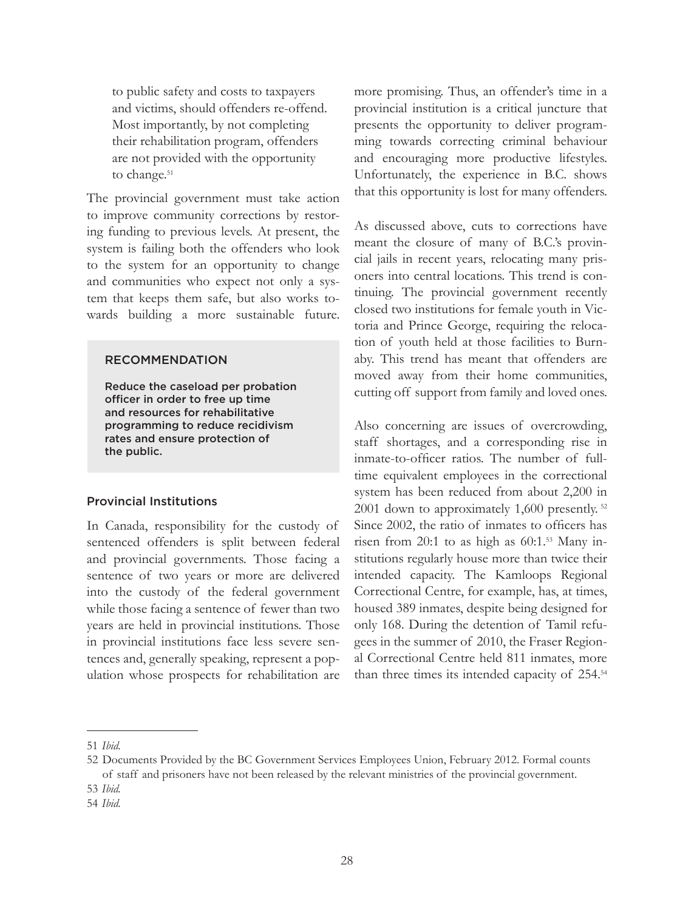> to public safety and costs to taxpayers and victims, should offenders re-offend. Most importantly, by not completing their rehabilitation program, offenders are not provided with the opportunity to change.[51]

The provincial government must take action to improve community corrections by restoring funding to previous levels. At present, the system is failing both the offenders who look to the system for an opportunity to change and communities who expect not only a system that keeps them safe, but also works towards building a more sustainable future.

> **RECOMMENDATION**
>
> Reduce the caseload per probation officer in order to free up time and resources for rehabilitative programming to reduce recidivism rates and ensure protection of the public.

### Provincial Institutions

In Canada, responsibility for the custody of sentenced offenders is split between federal and provincial governments. Those facing a sentence of two years or more are delivered into the custody of the federal government while those facing a sentence of fewer than two years are held in provincial institutions. Those in provincial institutions face less severe sentences and, generally speaking, represent a population whose prospects for rehabilitation are more promising. Thus, an offender's time in a provincial institution is a critical juncture that presents the opportunity to deliver programming towards correcting criminal behaviour and encouraging more productive lifestyles. Unfortunately, the experience in B.C. shows that this opportunity is lost for many offenders.

As discussed above, cuts to corrections have meant the closure of many of B.C.'s provincial jails in recent years, relocating many prisoners into central locations. This trend is continuing. The provincial government recently closed two institutions for female youth in Victoria and Prince George, requiring the relocation of youth held at those facilities to Burnaby. This trend has meant that offenders are moved away from their home communities, cutting off support from family and loved ones.

Also concerning are issues of overcrowding, staff shortages, and a corresponding rise in inmate-to-officer ratios. The number of full-time equivalent employees in the correctional system has been reduced from about 2,200 in 2001 down to approximately 1,600 presently.[52] Since 2002, the ratio of inmates to officers has risen from 20:1 to as high as 60:1.[53] Many institutions regularly house more than twice their intended capacity. The Kamloops Regional Correctional Centre, for example, has, at times, housed 389 inmates, despite being designed for only 168. During the detention of Tamil refugees in the summer of 2010, the Fraser Regional Correctional Centre held 811 inmates, more than three times its intended capacity of 254.[54]

---

51 *Ibid.*

52 Documents Provided by the BC Government Services Employees Union, February 2012. Formal counts of staff and prisoners have not been released by the relevant ministries of the provincial government.

53 *Ibid.*

54 *Ibid.*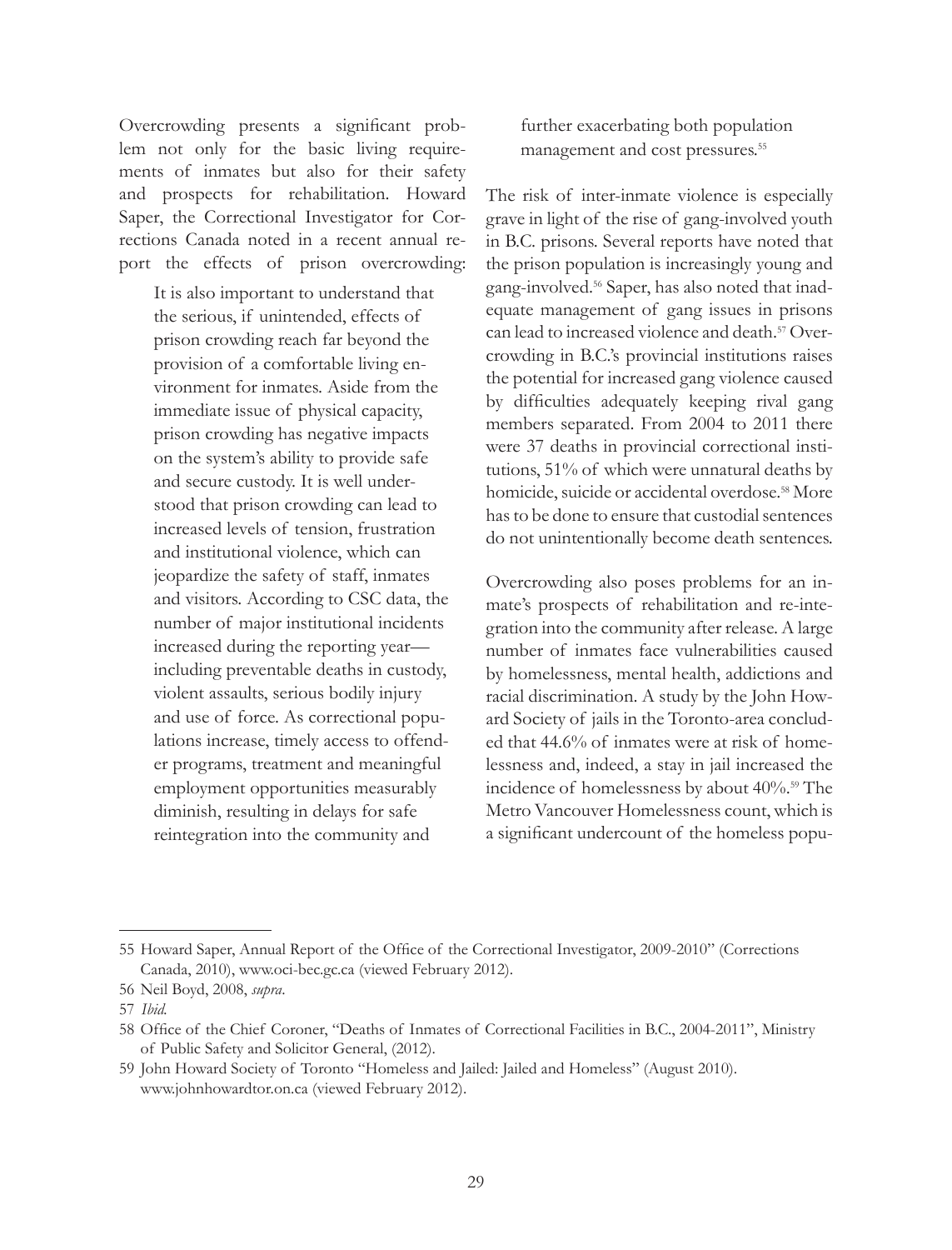Overcrowding presents a significant problem not only for the basic living requirements of inmates but also for their safety and prospects for rehabilitation. Howard Saper, the Correctional Investigator for Corrections Canada noted in a recent annual report the effects of prison overcrowding:

> It is also important to understand that the serious, if unintended, effects of prison crowding reach far beyond the provision of a comfortable living environment for inmates. Aside from the immediate issue of physical capacity, prison crowding has negative impacts on the system's ability to provide safe and secure custody. It is well understood that prison crowding can lead to increased levels of tension, frustration and institutional violence, which can jeopardize the safety of staff, inmates and visitors. According to CSC data, the number of major institutional incidents increased during the reporting year—including preventable deaths in custody, violent assaults, serious bodily injury and use of force. As correctional populations increase, timely access to offender programs, treatment and meaningful employment opportunities measurably diminish, resulting in delays for safe reintegration into the community and further exacerbating both population management and cost pressures.[55]

The risk of inter-inmate violence is especially grave in light of the rise of gang-involved youth in B.C. prisons. Several reports have noted that the prison population is increasingly young and gang-involved.[56] Saper, has also noted that inadequate management of gang issues in prisons can lead to increased violence and death.[57] Overcrowding in B.C.'s provincial institutions raises the potential for increased gang violence caused by difficulties adequately keeping rival gang members separated. From 2004 to 2011 there were 37 deaths in provincial correctional institutions, 51% of which were unnatural deaths by homicide, suicide or accidental overdose.[58] More has to be done to ensure that custodial sentences do not unintentionally become death sentences.

Overcrowding also poses problems for an inmate's prospects of rehabilitation and re-integration into the community after release. A large number of inmates face vulnerabilities caused by homelessness, mental health, addictions and racial discrimination. A study by the John Howard Society of jails in the Toronto-area concluded that 44.6% of inmates were at risk of homelessness and, indeed, a stay in jail increased the incidence of homelessness by about 40%.[59] The Metro Vancouver Homelessness count, which is a significant undercount of the homeless popu-

---

55 Howard Saper, Annual Report of the Office of the Correctional Investigator, 2009-2010" (Corrections Canada, 2010), www.oci-bec.gc.ca (viewed February 2012).

56 Neil Boyd, 2008, *supra*.

57 *Ibid.*

58 Office of the Chief Coroner, "Deaths of Inmates of Correctional Facilities in B.C., 2004-2011", Ministry of Public Safety and Solicitor General, (2012).

59 John Howard Society of Toronto "Homeless and Jailed: Jailed and Homeless" (August 2010). www.johnhowardtor.on.ca (viewed February 2012).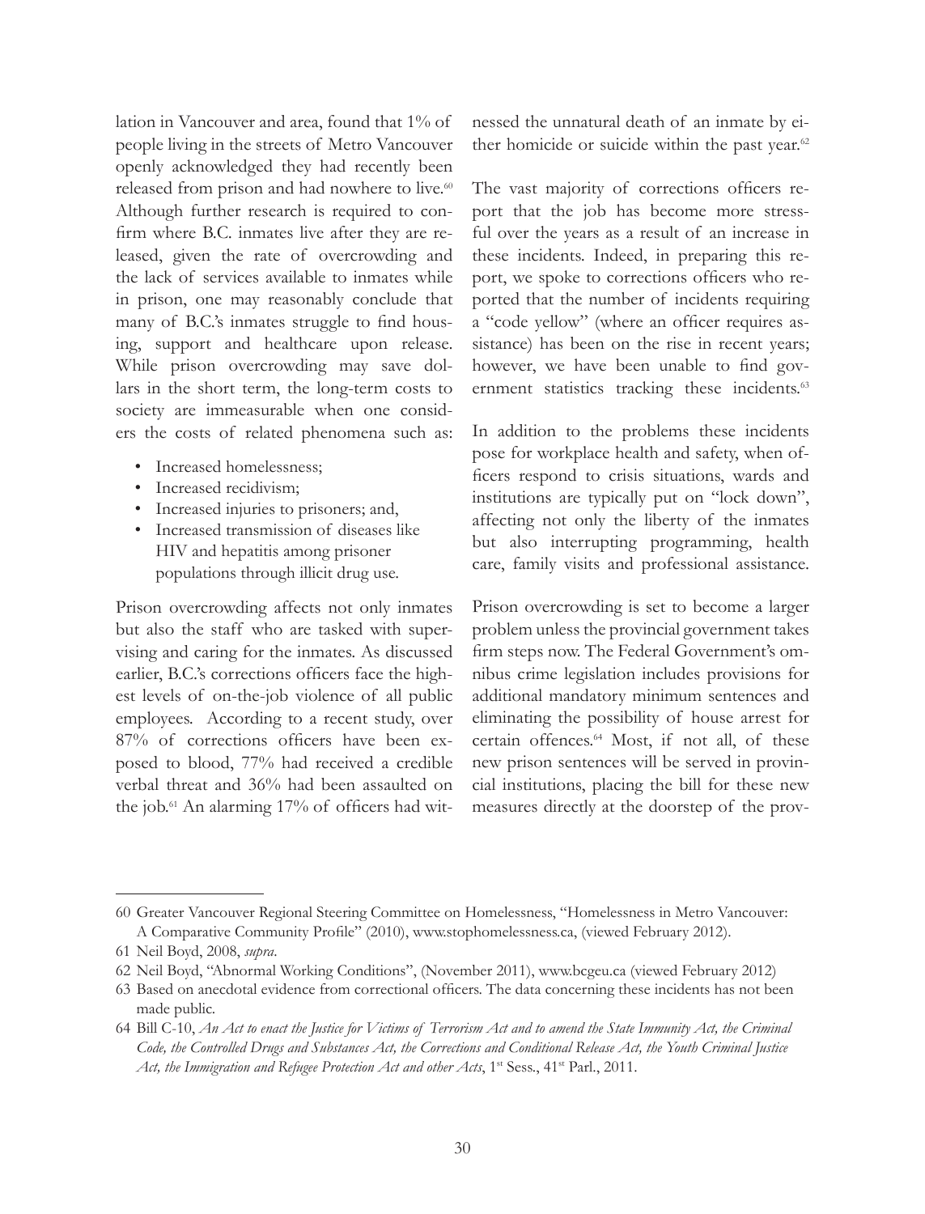lation in Vancouver and area, found that 1% of people living in the streets of Metro Vancouver openly acknowledged they had recently been released from prison and had nowhere to live.[60] Although further research is required to confirm where B.C. inmates live after they are released, given the rate of overcrowding and the lack of services available to inmates while in prison, one may reasonably conclude that many of B.C.'s inmates struggle to find housing, support and healthcare upon release. While prison overcrowding may save dollars in the short term, the long-term costs to society are immeasurable when one considers the costs of related phenomena such as:

- Increased homelessness;
- Increased recidivism;
- Increased injuries to prisoners; and,
- Increased transmission of diseases like HIV and hepatitis among prisoner populations through illicit drug use.

Prison overcrowding affects not only inmates but also the staff who are tasked with supervising and caring for the inmates. As discussed earlier, B.C.'s corrections officers face the highest levels of on-the-job violence of all public employees. According to a recent study, over 87% of corrections officers have been exposed to blood, 77% had received a credible verbal threat and 36% had been assaulted on the job.[61] An alarming 17% of officers had witnessed the unnatural death of an inmate by either homicide or suicide within the past year.[62]

The vast majority of corrections officers report that the job has become more stressful over the years as a result of an increase in these incidents. Indeed, in preparing this report, we spoke to corrections officers who reported that the number of incidents requiring a "code yellow" (where an officer requires assistance) has been on the rise in recent years; however, we have been unable to find government statistics tracking these incidents.[63]

In addition to the problems these incidents pose for workplace health and safety, when officers respond to crisis situations, wards and institutions are typically put on "lock down", affecting not only the liberty of the inmates but also interrupting programming, health care, family visits and professional assistance.

Prison overcrowding is set to become a larger problem unless the provincial government takes firm steps now. The Federal Government's omnibus crime legislation includes provisions for additional mandatory minimum sentences and eliminating the possibility of house arrest for certain offences.[64] Most, if not all, of these new prison sentences will be served in provincial institutions, placing the bill for these new measures directly at the doorstep of the prov-

---

60 Greater Vancouver Regional Steering Committee on Homelessness, "Homelessness in Metro Vancouver: A Comparative Community Profile" (2010), www.stophomelessness.ca, (viewed February 2012).

61 Neil Boyd, 2008, *supra*.

62 Neil Boyd, "Abnormal Working Conditions", (November 2011), www.bcgeu.ca (viewed February 2012)

63 Based on anecdotal evidence from correctional officers. The data concerning these incidents has not been made public.

64 Bill C-10, *An Act to enact the Justice for Victims of Terrorism Act and to amend the State Immunity Act, the Criminal Code, the Controlled Drugs and Substances Act, the Corrections and Conditional Release Act, the Youth Criminal Justice Act, the Immigration and Refugee Protection Act and other Acts*, 1st Sess., 41st Parl., 2011.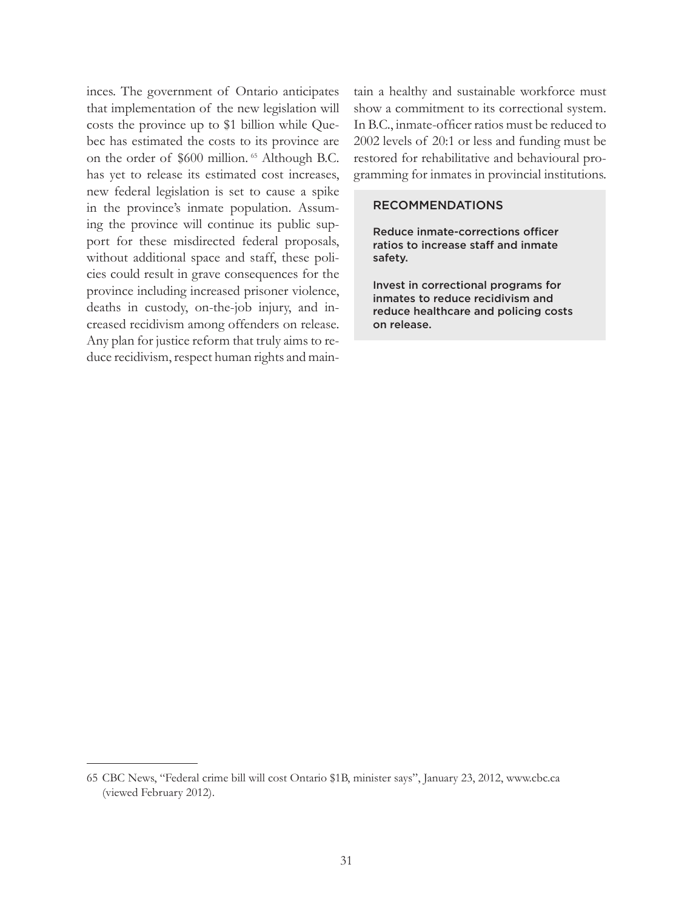inces. The government of Ontario anticipates that implementation of the new legislation will costs the province up to $1 billion while Quebec has estimated the costs to its province are on the order of $600 million.[65] Although B.C. has yet to release its estimated cost increases, new federal legislation is set to cause a spike in the province's inmate population. Assuming the province will continue its public support for these misdirected federal proposals, without additional space and staff, these policies could result in grave consequences for the province including increased prisoner violence, deaths in custody, on-the-job injury, and increased recidivism among offenders on release. Any plan for justice reform that truly aims to reduce recidivism, respect human rights and maintain a healthy and sustainable workforce must show a commitment to its correctional system. In B.C., inmate-officer ratios must be reduced to 2002 levels of 20:1 or less and funding must be restored for rehabilitative and behavioural programming for inmates in provincial institutions.

### RECOMMENDATIONS

**Reduce inmate-corrections officer ratios to increase staff and inmate safety.**

**Invest in correctional programs for inmates to reduce recidivism and reduce healthcare and policing costs on release.**

---

65 CBC News, "Federal crime bill will cost Ontario $1B, minister says", January 23, 2012, www.cbc.ca (viewed February 2012).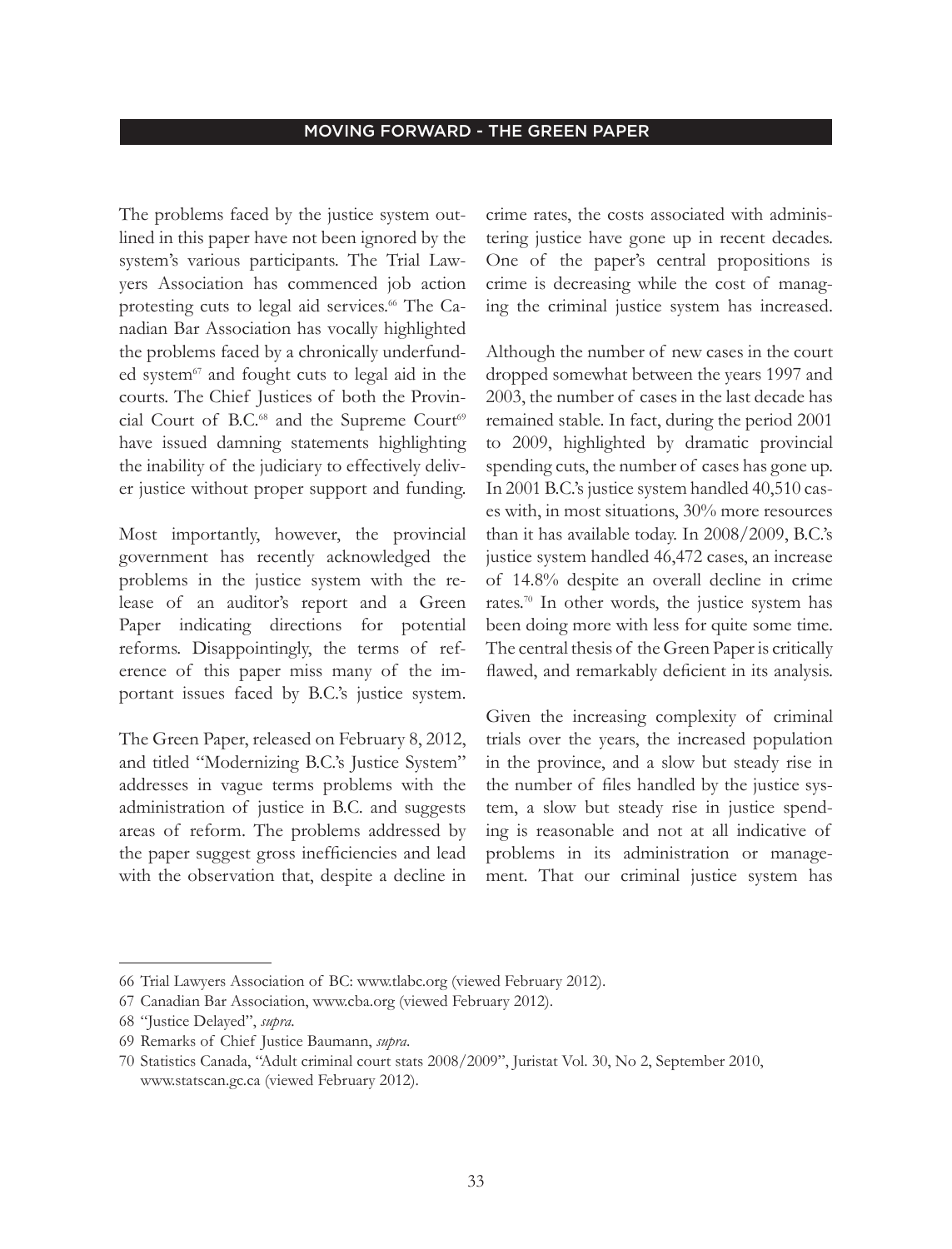## MOVING FORWARD - THE GREEN PAPER

The problems faced by the justice system outlined in this paper have not been ignored by the system's various participants. The Trial Lawyers Association has commenced job action protesting cuts to legal aid services.[66] The Canadian Bar Association has vocally highlighted the problems faced by a chronically underfunded system[67] and fought cuts to legal aid in the courts. The Chief Justices of both the Provincial Court of B.C.[68] and the Supreme Court[69] have issued damning statements highlighting the inability of the judiciary to effectively deliver justice without proper support and funding.

Most importantly, however, the provincial government has recently acknowledged the problems in the justice system with the release of an auditor's report and a Green Paper indicating directions for potential reforms. Disappointingly, the terms of reference of this paper miss many of the important issues faced by B.C.'s justice system.

The Green Paper, released on February 8, 2012, and titled "Modernizing B.C.'s Justice System" addresses in vague terms problems with the administration of justice in B.C. and suggests areas of reform. The problems addressed by the paper suggest gross inefficiencies and lead with the observation that, despite a decline in crime rates, the costs associated with administering justice have gone up in recent decades. One of the paper's central propositions is crime is decreasing while the cost of managing the criminal justice system has increased.

Although the number of new cases in the court dropped somewhat between the years 1997 and 2003, the number of cases in the last decade has remained stable. In fact, during the period 2001 to 2009, highlighted by dramatic provincial spending cuts, the number of cases has gone up. In 2001 B.C.'s justice system handled 40,510 cases with, in most situations, 30% more resources than it has available today. In 2008/2009, B.C.'s justice system handled 46,472 cases, an increase of 14.8% despite an overall decline in crime rates.[70] In other words, the justice system has been doing more with less for quite some time. The central thesis of the Green Paper is critically flawed, and remarkably deficient in its analysis.

Given the increasing complexity of criminal trials over the years, the increased population in the province, and a slow but steady rise in the number of files handled by the justice system, a slow but steady rise in justice spending is reasonable and not at all indicative of problems in its administration or management. That our criminal justice system has

---

66 Trial Lawyers Association of BC: www.tlabc.org (viewed February 2012).

67 Canadian Bar Association, www.cba.org (viewed February 2012).

68 "Justice Delayed", *supra*.

69 Remarks of Chief Justice Baumann, *supra*.

70 Statistics Canada, "Adult criminal court stats 2008/2009", Juristat Vol. 30, No 2, September 2010, www.statscan.gc.ca (viewed February 2012).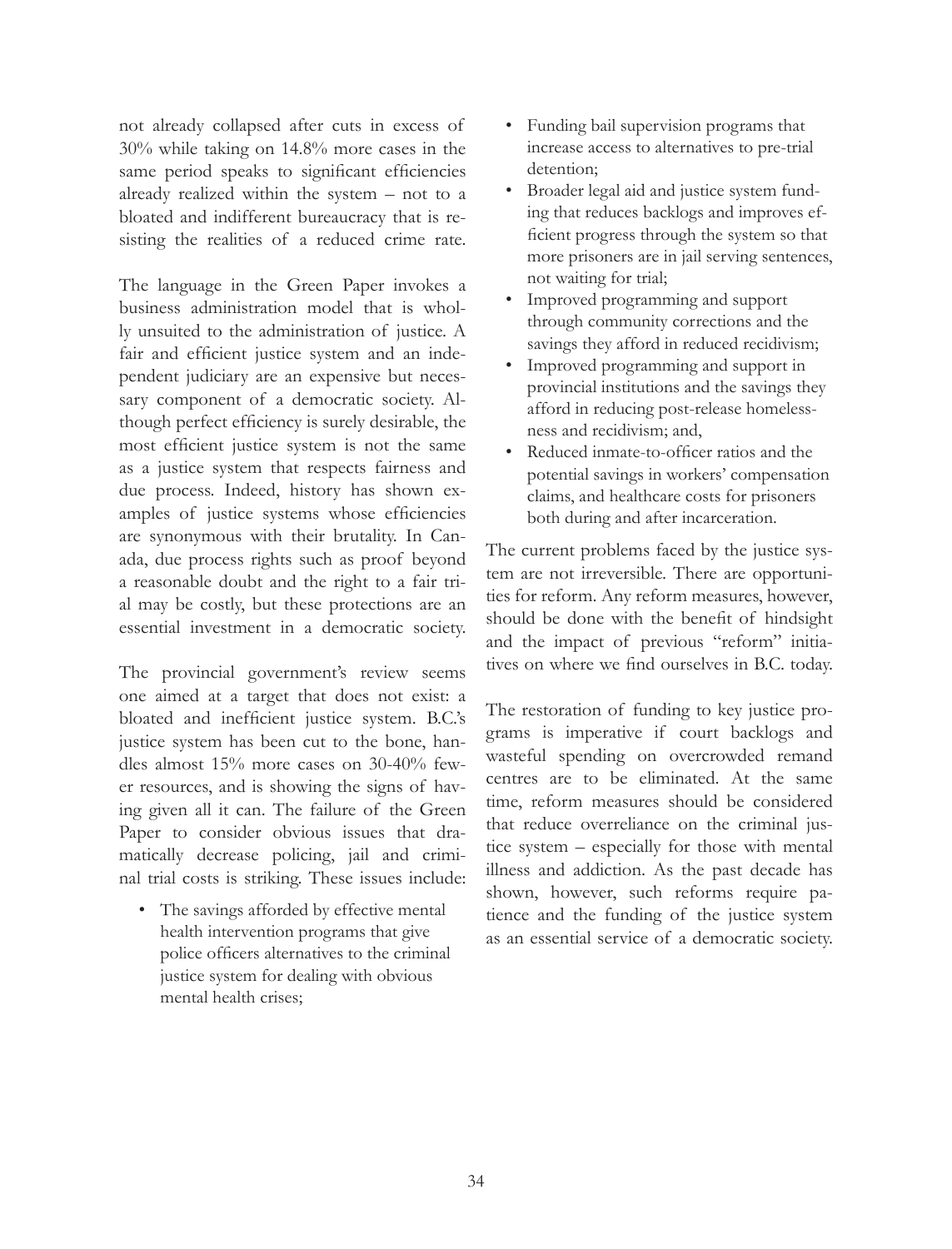not already collapsed after cuts in excess of 30% while taking on 14.8% more cases in the same period speaks to significant efficiencies already realized within the system – not to a bloated and indifferent bureaucracy that is resisting the realities of a reduced crime rate.

The language in the Green Paper invokes a business administration model that is wholly unsuited to the administration of justice. A fair and efficient justice system and an independent judiciary are an expensive but necessary component of a democratic society. Although perfect efficiency is surely desirable, the most efficient justice system is not the same as a justice system that respects fairness and due process. Indeed, history has shown examples of justice systems whose efficiencies are synonymous with their brutality. In Canada, due process rights such as proof beyond a reasonable doubt and the right to a fair trial may be costly, but these protections are an essential investment in a democratic society.

The provincial government's review seems one aimed at a target that does not exist: a bloated and inefficient justice system. B.C.'s justice system has been cut to the bone, handles almost 15% more cases on 30-40% fewer resources, and is showing the signs of having given all it can. The failure of the Green Paper to consider obvious issues that dramatically decrease policing, jail and criminal trial costs is striking. These issues include:

- The savings afforded by effective mental health intervention programs that give police officers alternatives to the criminal justice system for dealing with obvious mental health crises;
- Funding bail supervision programs that increase access to alternatives to pre-trial detention;
- Broader legal aid and justice system funding that reduces backlogs and improves efficient progress through the system so that more prisoners are in jail serving sentences, not waiting for trial;
- Improved programming and support through community corrections and the savings they afford in reduced recidivism;
- Improved programming and support in provincial institutions and the savings they afford in reducing post-release homelessness and recidivism; and,
- Reduced inmate-to-officer ratios and the potential savings in workers' compensation claims, and healthcare costs for prisoners both during and after incarceration.

The current problems faced by the justice system are not irreversible. There are opportunities for reform. Any reform measures, however, should be done with the benefit of hindsight and the impact of previous "reform" initiatives on where we find ourselves in B.C. today.

The restoration of funding to key justice programs is imperative if court backlogs and wasteful spending on overcrowded remand centres are to be eliminated. At the same time, reform measures should be considered that reduce overreliance on the criminal justice system – especially for those with mental illness and addiction. As the past decade has shown, however, such reforms require patience and the funding of the justice system as an essential service of a democratic society.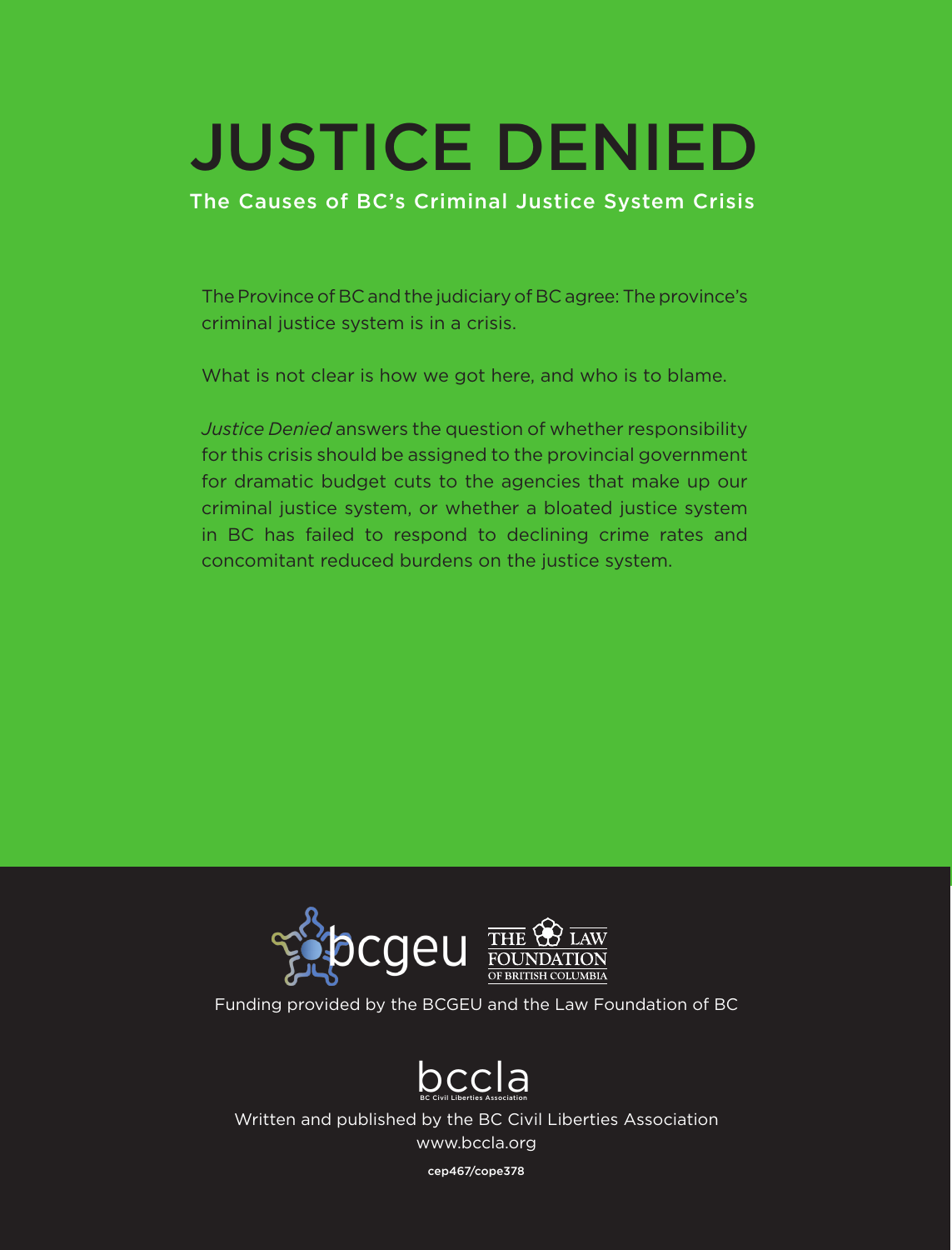# JUSTICE DENIED

## The Causes of BC's Criminal Justice System Crisis

The Province of BC and the judiciary of BC agree: The province's criminal justice system is in a crisis.

What is not clear is how we got here, and who is to blame.

*Justice Denied* answers the question of whether responsibility for this crisis should be assigned to the provincial government for dramatic budget cuts to the agencies that make up our criminal justice system, or whether a bloated justice system in BC has failed to respond to declining crime rates and concomitant reduced burdens on the justice system.

bcgeu

THE LAW FOUNDATION OF BRITISH COLUMBIA

Funding provided by the BCGEU and the Law Foundation of BC

bccla

BC Civil Liberties Association

Written and published by the BC Civil Liberties Association

www.bccla.org

cep467/cope378